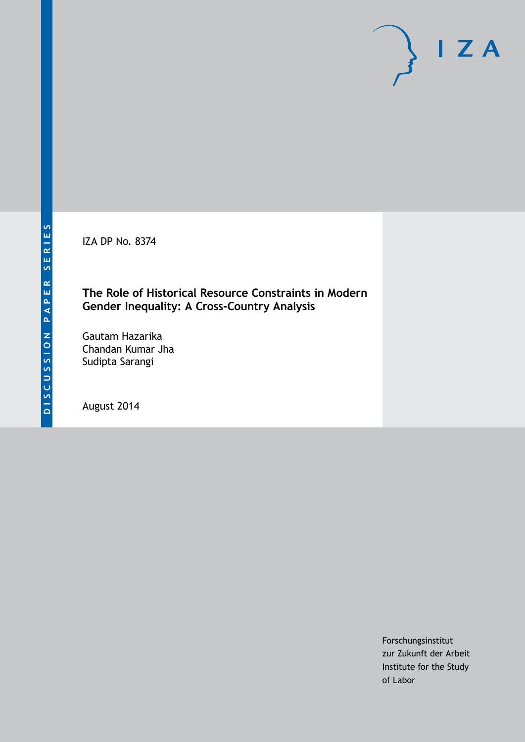DISCUSSION PAPER SERIES

IZA

IZA DP No. 8374

# The Role of Historical Resource Constraints in Modern Gender Inequality: A Cross-Country Analysis

Gautam Hazarika
Chandan Kumar Jha
Sudipta Sarangi

August 2014

Forschungsinstitut
zur Zukunft der Arbeit
Institute for the Study
of Labor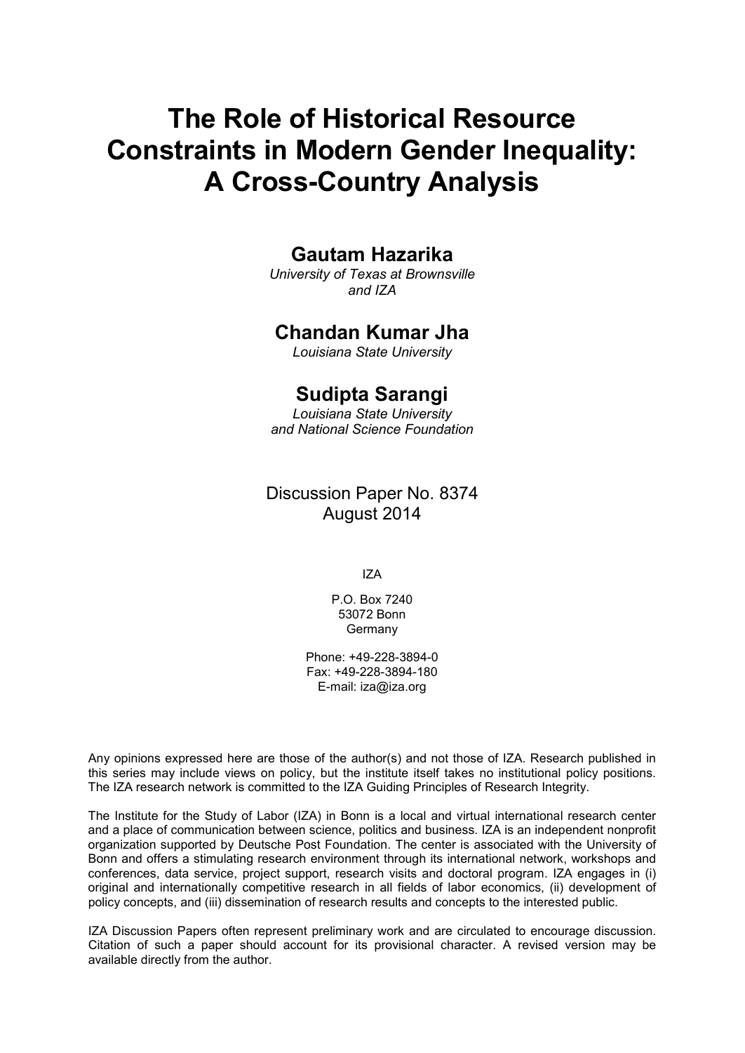# The Role of Historical Resource Constraints in Modern Gender Inequality: A Cross-Country Analysis

**Gautam Hazarika**
*University of Texas at Brownsville and IZA*

**Chandan Kumar Jha**
*Louisiana State University*

**Sudipta Sarangi**
*Louisiana State University and National Science Foundation*

Discussion Paper No. 8374
August 2014

IZA

P.O. Box 7240
53072 Bonn
Germany

Phone: +49-228-3894-0
Fax: +49-228-3894-180
E-mail: iza@iza.org

Any opinions expressed here are those of the author(s) and not those of IZA. Research published in this series may include views on policy, but the institute itself takes no institutional policy positions. The IZA research network is committed to the IZA Guiding Principles of Research Integrity.

The Institute for the Study of Labor (IZA) in Bonn is a local and virtual international research center and a place of communication between science, politics and business. IZA is an independent nonprofit organization supported by Deutsche Post Foundation. The center is associated with the University of Bonn and offers a stimulating research environment through its international network, workshops and conferences, data service, project support, research visits and doctoral program. IZA engages in (i) original and internationally competitive research in all fields of labor economics, (ii) development of policy concepts, and (iii) dissemination of research results and concepts to the interested public.

IZA Discussion Papers often represent preliminary work and are circulated to encourage discussion. Citation of such a paper should account for its provisional character. A revised version may be available directly from the author.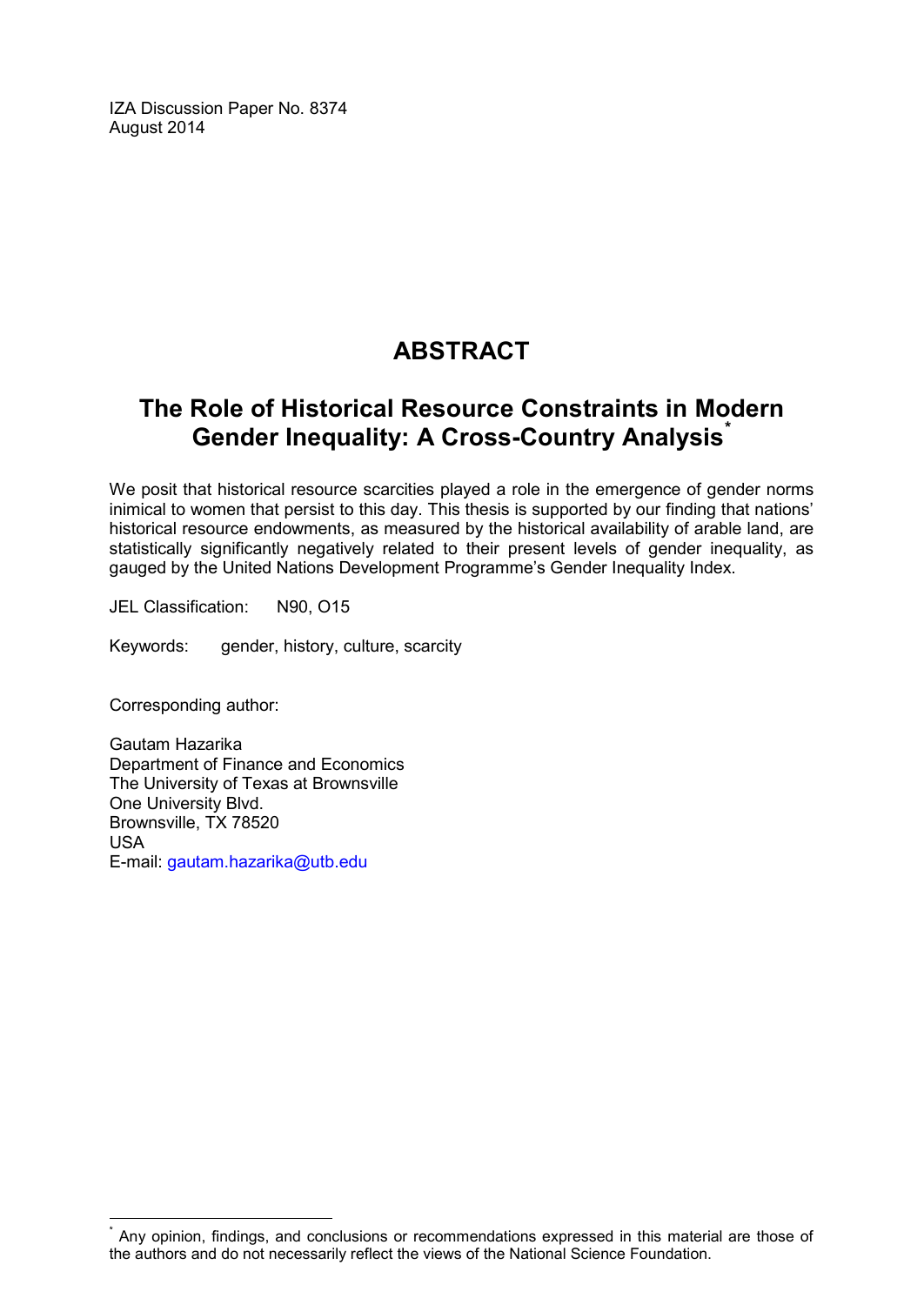IZA Discussion Paper No. 8374
August 2014

# ABSTRACT

## The Role of Historical Resource Constraints in Modern Gender Inequality: A Cross-Country Analysis[*]

We posit that historical resource scarcities played a role in the emergence of gender norms inimical to women that persist to this day. This thesis is supported by our finding that nations' historical resource endowments, as measured by the historical availability of arable land, are statistically significantly negatively related to their present levels of gender inequality, as gauged by the United Nations Development Programme's Gender Inequality Index.

JEL Classification: N90, O15

Keywords: gender, history, culture, scarcity

Corresponding author:

Gautam Hazarika
Department of Finance and Economics
The University of Texas at Brownsville
One University Blvd.
Brownsville, TX 78520
USA
E-mail: gautam.hazarika@utb.edu

[*] Any opinion, findings, and conclusions or recommendations expressed in this material are those of the authors and do not necessarily reflect the views of the National Science Foundation.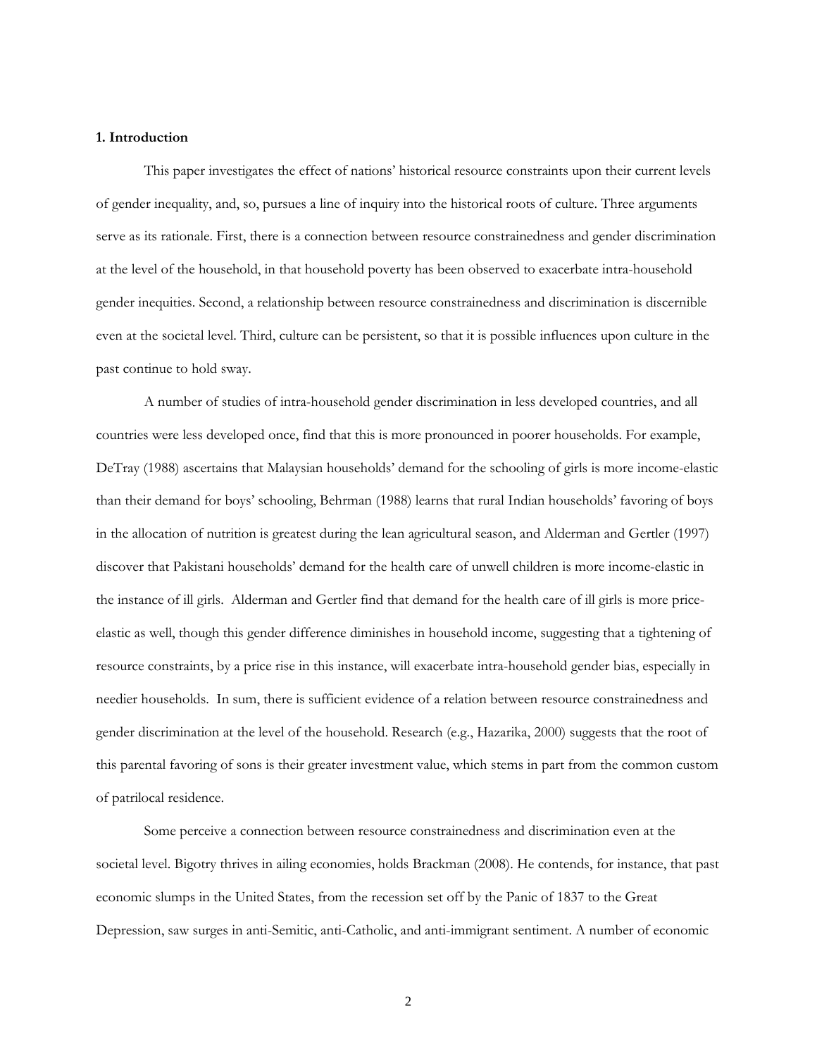## 1. Introduction

This paper investigates the effect of nations' historical resource constraints upon their current levels of gender inequality, and, so, pursues a line of inquiry into the historical roots of culture. Three arguments serve as its rationale. First, there is a connection between resource constrainedness and gender discrimination at the level of the household, in that household poverty has been observed to exacerbate intra-household gender inequities. Second, a relationship between resource constrainedness and discrimination is discernible even at the societal level. Third, culture can be persistent, so that it is possible influences upon culture in the past continue to hold sway.

A number of studies of intra-household gender discrimination in less developed countries, and all countries were less developed once, find that this is more pronounced in poorer households. For example, DeTray (1988) ascertains that Malaysian households' demand for the schooling of girls is more income-elastic than their demand for boys' schooling, Behrman (1988) learns that rural Indian households' favoring of boys in the allocation of nutrition is greatest during the lean agricultural season, and Alderman and Gertler (1997) discover that Pakistani households' demand for the health care of unwell children is more income-elastic in the instance of ill girls. Alderman and Gertler find that demand for the health care of ill girls is more price-elastic as well, though this gender difference diminishes in household income, suggesting that a tightening of resource constraints, by a price rise in this instance, will exacerbate intra-household gender bias, especially in needier households. In sum, there is sufficient evidence of a relation between resource constrainedness and gender discrimination at the level of the household. Research (e.g., Hazarika, 2000) suggests that the root of this parental favoring of sons is their greater investment value, which stems in part from the common custom of patrilocal residence.

Some perceive a connection between resource constrainedness and discrimination even at the societal level. Bigotry thrives in ailing economies, holds Brackman (2008). He contends, for instance, that past economic slumps in the United States, from the recession set off by the Panic of 1837 to the Great Depression, saw surges in anti-Semitic, anti-Catholic, and anti-immigrant sentiment. A number of economic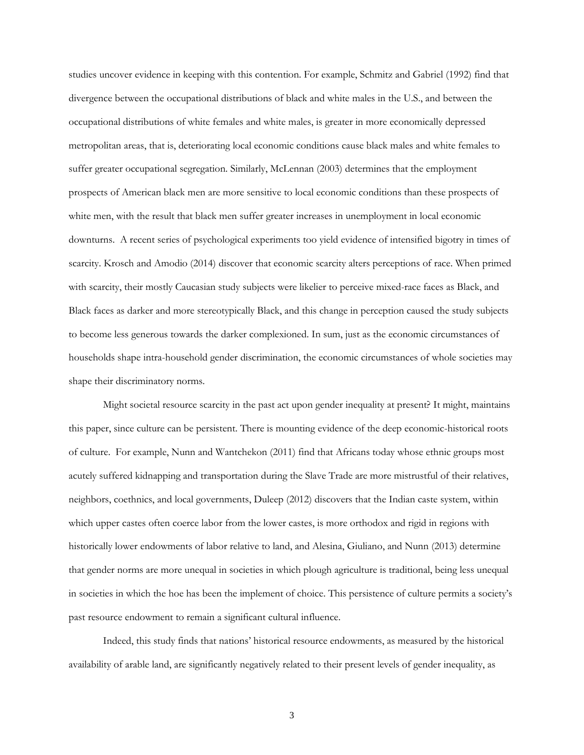studies uncover evidence in keeping with this contention. For example, Schmitz and Gabriel (1992) find that divergence between the occupational distributions of black and white males in the U.S., and between the occupational distributions of white females and white males, is greater in more economically depressed metropolitan areas, that is, deteriorating local economic conditions cause black males and white females to suffer greater occupational segregation. Similarly, McLennan (2003) determines that the employment prospects of American black men are more sensitive to local economic conditions than these prospects of white men, with the result that black men suffer greater increases in unemployment in local economic downturns. A recent series of psychological experiments too yield evidence of intensified bigotry in times of scarcity. Krosch and Amodio (2014) discover that economic scarcity alters perceptions of race. When primed with scarcity, their mostly Caucasian study subjects were likelier to perceive mixed-race faces as Black, and Black faces as darker and more stereotypically Black, and this change in perception caused the study subjects to become less generous towards the darker complexioned. In sum, just as the economic circumstances of households shape intra-household gender discrimination, the economic circumstances of whole societies may shape their discriminatory norms.

Might societal resource scarcity in the past act upon gender inequality at present? It might, maintains this paper, since culture can be persistent. There is mounting evidence of the deep economic-historical roots of culture. For example, Nunn and Wantchekon (2011) find that Africans today whose ethnic groups most acutely suffered kidnapping and transportation during the Slave Trade are more mistrustful of their relatives, neighbors, coethnics, and local governments, Duleep (2012) discovers that the Indian caste system, within which upper castes often coerce labor from the lower castes, is more orthodox and rigid in regions with historically lower endowments of labor relative to land, and Alesina, Giuliano, and Nunn (2013) determine that gender norms are more unequal in societies in which plough agriculture is traditional, being less unequal in societies in which the hoe has been the implement of choice. This persistence of culture permits a society's past resource endowment to remain a significant cultural influence.

Indeed, this study finds that nations' historical resource endowments, as measured by the historical availability of arable land, are significantly negatively related to their present levels of gender inequality, as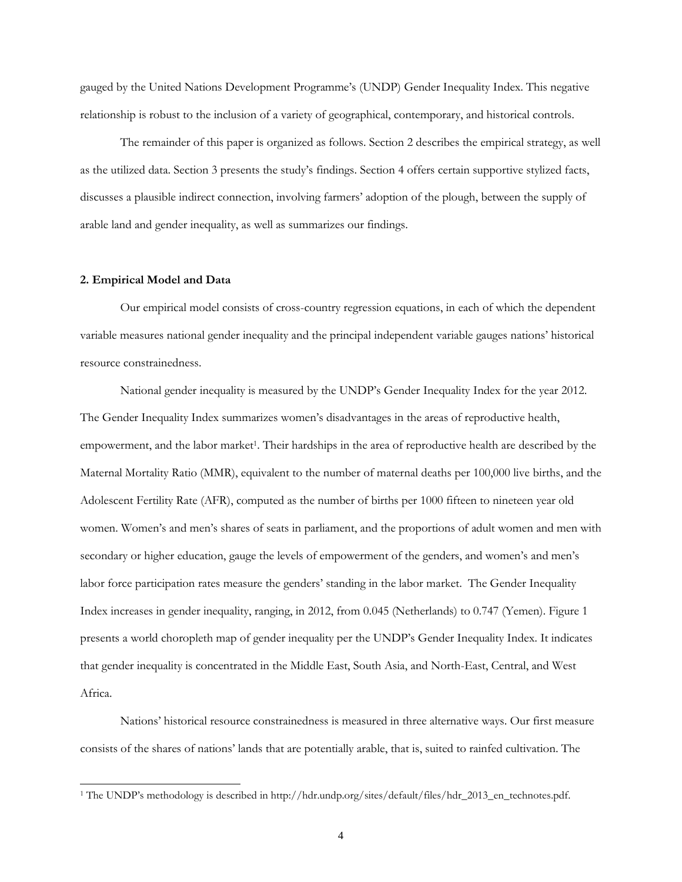gauged by the United Nations Development Programme's (UNDP) Gender Inequality Index. This negative relationship is robust to the inclusion of a variety of geographical, contemporary, and historical controls.

The remainder of this paper is organized as follows. Section 2 describes the empirical strategy, as well as the utilized data. Section 3 presents the study's findings. Section 4 offers certain supportive stylized facts, discusses a plausible indirect connection, involving farmers' adoption of the plough, between the supply of arable land and gender inequality, as well as summarizes our findings.

## 2. Empirical Model and Data

Our empirical model consists of cross-country regression equations, in each of which the dependent variable measures national gender inequality and the principal independent variable gauges nations' historical resource constrainedness.

National gender inequality is measured by the UNDP's Gender Inequality Index for the year 2012. The Gender Inequality Index summarizes women's disadvantages in the areas of reproductive health, empowerment, and the labor market[1]. Their hardships in the area of reproductive health are described by the Maternal Mortality Ratio (MMR), equivalent to the number of maternal deaths per 100,000 live births, and the Adolescent Fertility Rate (AFR), computed as the number of births per 1000 fifteen to nineteen year old women. Women's and men's shares of seats in parliament, and the proportions of adult women and men with secondary or higher education, gauge the levels of empowerment of the genders, and women's and men's labor force participation rates measure the genders' standing in the labor market. The Gender Inequality Index increases in gender inequality, ranging, in 2012, from 0.045 (Netherlands) to 0.747 (Yemen). Figure 1 presents a world choropleth map of gender inequality per the UNDP's Gender Inequality Index. It indicates that gender inequality is concentrated in the Middle East, South Asia, and North-East, Central, and West Africa.

Nations' historical resource constrainedness is measured in three alternative ways. Our first measure consists of the shares of nations' lands that are potentially arable, that is, suited to rainfed cultivation. The

[1] The UNDP's methodology is described in http://hdr.undp.org/sites/default/files/hdr_2013_en_technotes.pdf.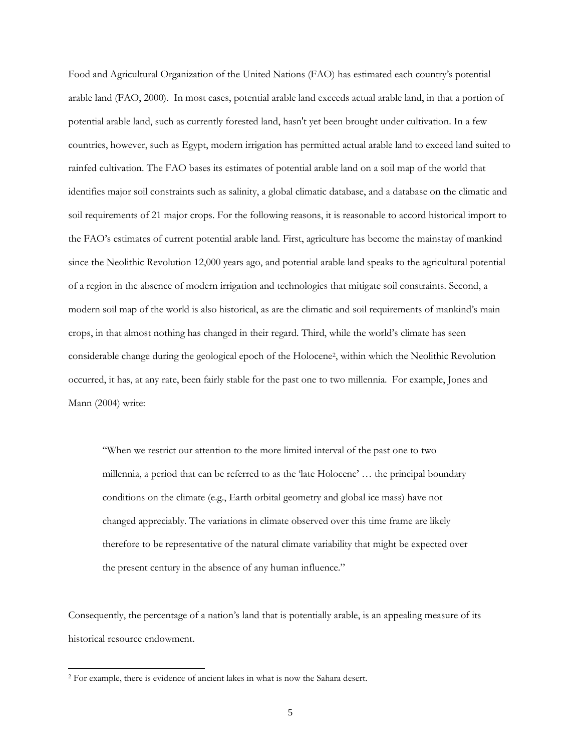Food and Agricultural Organization of the United Nations (FAO) has estimated each country's potential arable land (FAO, 2000). In most cases, potential arable land exceeds actual arable land, in that a portion of potential arable land, such as currently forested land, hasn't yet been brought under cultivation. In a few countries, however, such as Egypt, modern irrigation has permitted actual arable land to exceed land suited to rainfed cultivation. The FAO bases its estimates of potential arable land on a soil map of the world that identifies major soil constraints such as salinity, a global climatic database, and a database on the climatic and soil requirements of 21 major crops. For the following reasons, it is reasonable to accord historical import to the FAO's estimates of current potential arable land. First, agriculture has become the mainstay of mankind since the Neolithic Revolution 12,000 years ago, and potential arable land speaks to the agricultural potential of a region in the absence of modern irrigation and technologies that mitigate soil constraints. Second, a modern soil map of the world is also historical, as are the climatic and soil requirements of mankind's main crops, in that almost nothing has changed in their regard. Third, while the world's climate has seen considerable change during the geological epoch of the Holocene[2], within which the Neolithic Revolution occurred, it has, at any rate, been fairly stable for the past one to two millennia. For example, Jones and Mann (2004) write:

> "When we restrict our attention to the more limited interval of the past one to two millennia, a period that can be referred to as the 'late Holocene' … the principal boundary conditions on the climate (e.g., Earth orbital geometry and global ice mass) have not changed appreciably. The variations in climate observed over this time frame are likely therefore to be representative of the natural climate variability that might be expected over the present century in the absence of any human influence."

Consequently, the percentage of a nation's land that is potentially arable, is an appealing measure of its historical resource endowment.

[2] For example, there is evidence of ancient lakes in what is now the Sahara desert.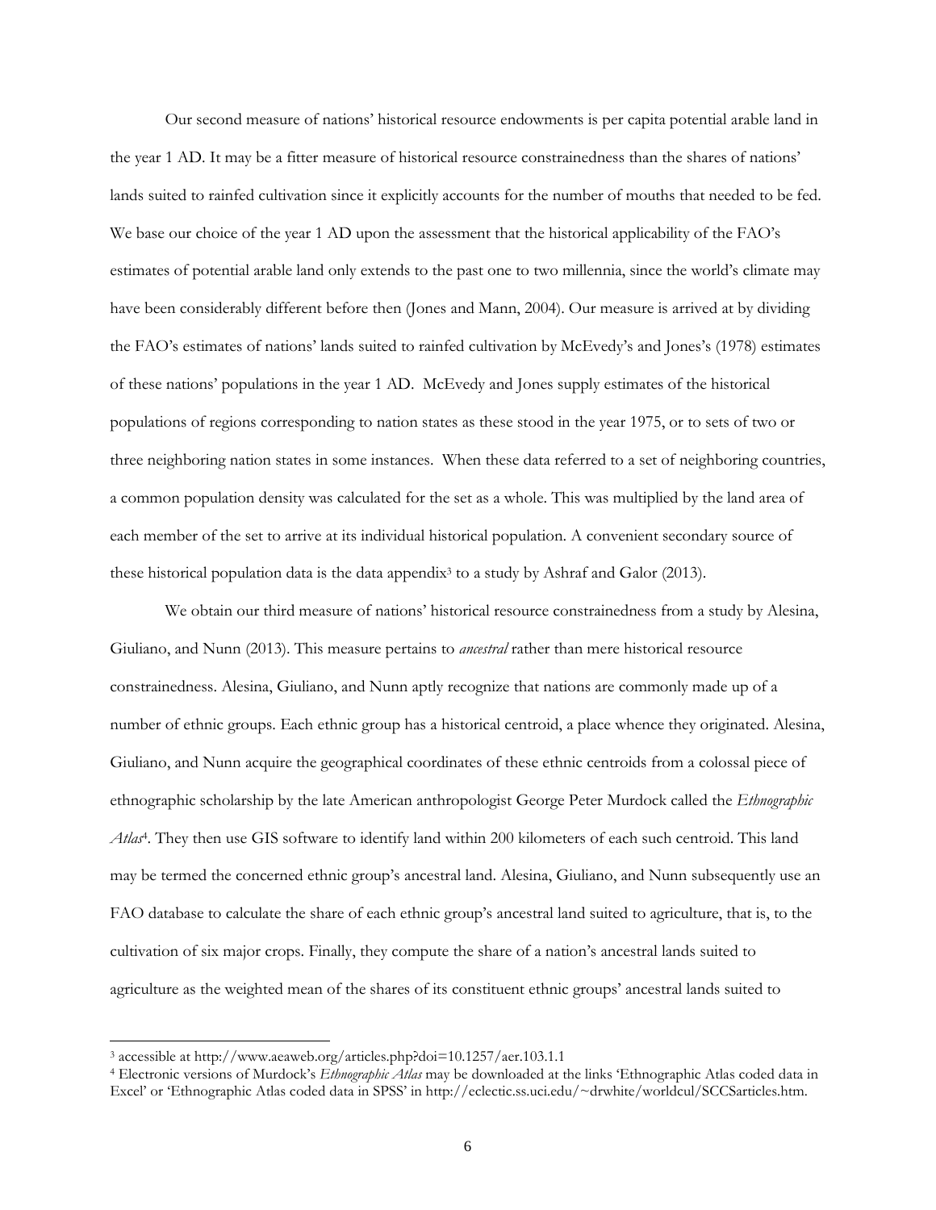Our second measure of nations' historical resource endowments is per capita potential arable land in the year 1 AD. It may be a fitter measure of historical resource constrainedness than the shares of nations' lands suited to rainfed cultivation since it explicitly accounts for the number of mouths that needed to be fed. We base our choice of the year 1 AD upon the assessment that the historical applicability of the FAO's estimates of potential arable land only extends to the past one to two millennia, since the world's climate may have been considerably different before then (Jones and Mann, 2004). Our measure is arrived at by dividing the FAO's estimates of nations' lands suited to rainfed cultivation by McEvedy's and Jones's (1978) estimates of these nations' populations in the year 1 AD. McEvedy and Jones supply estimates of the historical populations of regions corresponding to nation states as these stood in the year 1975, or to sets of two or three neighboring nation states in some instances. When these data referred to a set of neighboring countries, a common population density was calculated for the set as a whole. This was multiplied by the land area of each member of the set to arrive at its individual historical population. A convenient secondary source of these historical population data is the data appendix[3] to a study by Ashraf and Galor (2013).

We obtain our third measure of nations' historical resource constrainedness from a study by Alesina, Giuliano, and Nunn (2013). This measure pertains to *ancestral* rather than mere historical resource constrainedness. Alesina, Giuliano, and Nunn aptly recognize that nations are commonly made up of a number of ethnic groups. Each ethnic group has a historical centroid, a place whence they originated. Alesina, Giuliano, and Nunn acquire the geographical coordinates of these ethnic centroids from a colossal piece of ethnographic scholarship by the late American anthropologist George Peter Murdock called the *Ethnographic Atlas*[4]. They then use GIS software to identify land within 200 kilometers of each such centroid. This land may be termed the concerned ethnic group's ancestral land. Alesina, Giuliano, and Nunn subsequently use an FAO database to calculate the share of each ethnic group's ancestral land suited to agriculture, that is, to the cultivation of six major crops. Finally, they compute the share of a nation's ancestral lands suited to agriculture as the weighted mean of the shares of its constituent ethnic groups' ancestral lands suited to

---

[3] accessible at http://www.aeaweb.org/articles.php?doi=10.1257/aer.103.1.1

[4] Electronic versions of Murdock's *Ethnographic Atlas* may be downloaded at the links 'Ethnographic Atlas coded data in Excel' or 'Ethnographic Atlas coded data in SPSS' in http://eclectic.ss.uci.edu/~drwhite/worldcul/SCCSarticles.htm.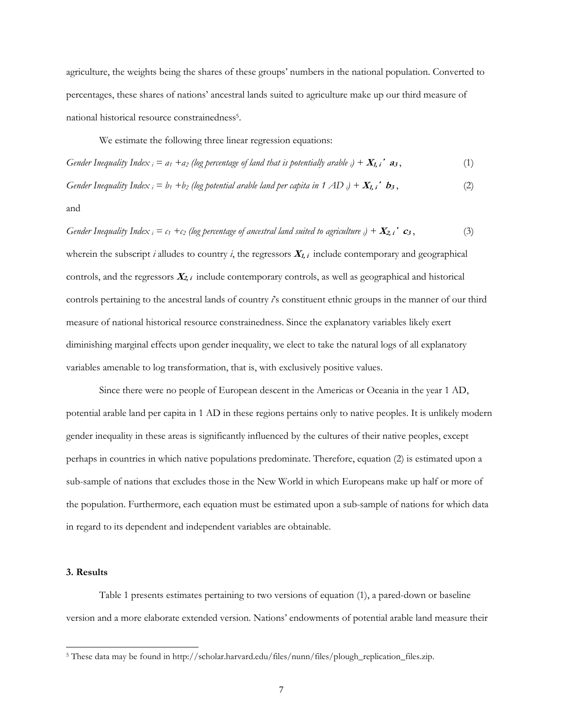agriculture, the weights being the shares of these groups' numbers in the national population. Converted to percentages, these shares of nations' ancestral lands suited to agriculture make up our third measure of national historical resource constrainedness[5].

We estimate the following three linear regression equations:

$$\textit{Gender Inequality Index}_i = a_1 + a_2 \,(\textit{log percentage of land that is potentially arable}_i) + \boldsymbol{X}_{1,i}{}' \, \boldsymbol{a}_3\,, \tag{1}$$

$$\textit{Gender Inequality Index}_i = b_1 + b_2 \,(\textit{log potential arable land per capita in 1 AD}_i) + \boldsymbol{X}_{1,i}{}' \, \boldsymbol{b}_3\,, \tag{2}$$

and

$$\textit{Gender Inequality Index}_i = c_1 + c_2 \,(\textit{log percentage of ancestral land suited to agriculture}_i) + \boldsymbol{X}_{2,i}{}' \, \boldsymbol{c}_3\,, \tag{3}$$

wherein the subscript *i* alludes to country *i*, the regressors $\boldsymbol{X}_{1,i}$ include contemporary and geographical controls, and the regressors $\boldsymbol{X}_{2,i}$ include contemporary controls, as well as geographical and historical controls pertaining to the ancestral lands of country *i*'s constituent ethnic groups in the manner of our third measure of national historical resource constrainedness. Since the explanatory variables likely exert diminishing marginal effects upon gender inequality, we elect to take the natural logs of all explanatory variables amenable to log transformation, that is, with exclusively positive values.

Since there were no people of European descent in the Americas or Oceania in the year 1 AD, potential arable land per capita in 1 AD in these regions pertains only to native peoples. It is unlikely modern gender inequality in these areas is significantly influenced by the cultures of their native peoples, except perhaps in countries in which native populations predominate. Therefore, equation (2) is estimated upon a sub-sample of nations that excludes those in the New World in which Europeans make up half or more of the population. Furthermore, each equation must be estimated upon a sub-sample of nations for which data in regard to its dependent and independent variables are obtainable.

### 3. Results

Table 1 presents estimates pertaining to two versions of equation (1), a pared-down or baseline version and a more elaborate extended version. Nations' endowments of potential arable land measure their

[5] These data may be found in http://scholar.harvard.edu/files/nunn/files/plough_replication_files.zip.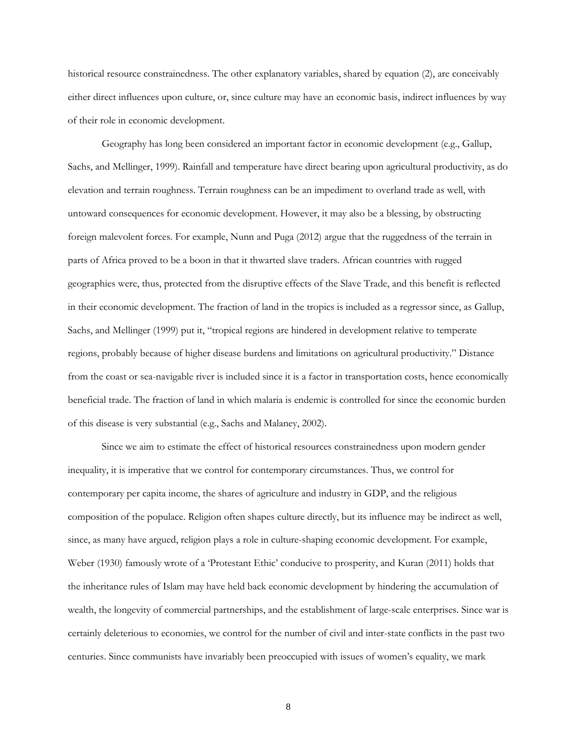historical resource constrainedness. The other explanatory variables, shared by equation (2), are conceivably either direct influences upon culture, or, since culture may have an economic basis, indirect influences by way of their role in economic development.

Geography has long been considered an important factor in economic development (e.g., Gallup, Sachs, and Mellinger, 1999). Rainfall and temperature have direct bearing upon agricultural productivity, as do elevation and terrain roughness. Terrain roughness can be an impediment to overland trade as well, with untoward consequences for economic development. However, it may also be a blessing, by obstructing foreign malevolent forces. For example, Nunn and Puga (2012) argue that the ruggedness of the terrain in parts of Africa proved to be a boon in that it thwarted slave traders. African countries with rugged geographies were, thus, protected from the disruptive effects of the Slave Trade, and this benefit is reflected in their economic development. The fraction of land in the tropics is included as a regressor since, as Gallup, Sachs, and Mellinger (1999) put it, "tropical regions are hindered in development relative to temperate regions, probably because of higher disease burdens and limitations on agricultural productivity." Distance from the coast or sea-navigable river is included since it is a factor in transportation costs, hence economically beneficial trade. The fraction of land in which malaria is endemic is controlled for since the economic burden of this disease is very substantial (e.g., Sachs and Malaney, 2002).

Since we aim to estimate the effect of historical resources constrainedness upon modern gender inequality, it is imperative that we control for contemporary circumstances. Thus, we control for contemporary per capita income, the shares of agriculture and industry in GDP, and the religious composition of the populace. Religion often shapes culture directly, but its influence may be indirect as well, since, as many have argued, religion plays a role in culture-shaping economic development. For example, Weber (1930) famously wrote of a 'Protestant Ethic' conducive to prosperity, and Kuran (2011) holds that the inheritance rules of Islam may have held back economic development by hindering the accumulation of wealth, the longevity of commercial partnerships, and the establishment of large-scale enterprises. Since war is certainly deleterious to economies, we control for the number of civil and inter-state conflicts in the past two centuries. Since communists have invariably been preoccupied with issues of women's equality, we mark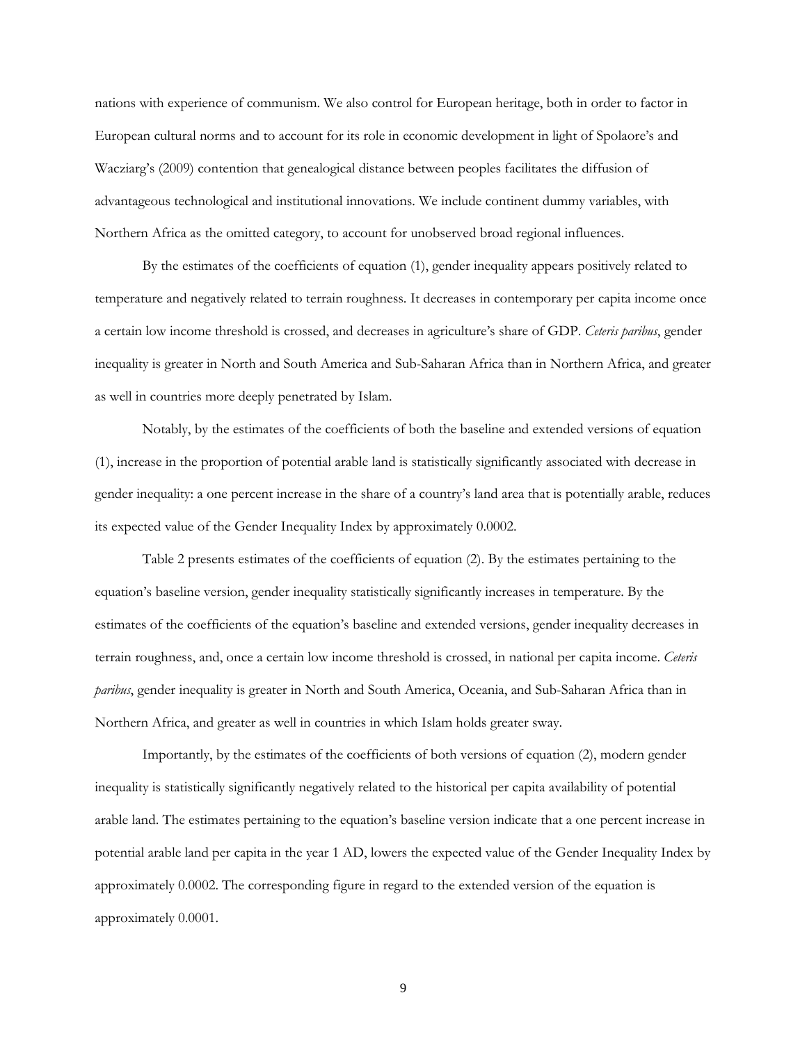nations with experience of communism. We also control for European heritage, both in order to factor in European cultural norms and to account for its role in economic development in light of Spolaore's and Wacziarg's (2009) contention that genealogical distance between peoples facilitates the diffusion of advantageous technological and institutional innovations. We include continent dummy variables, with Northern Africa as the omitted category, to account for unobserved broad regional influences.

By the estimates of the coefficients of equation (1), gender inequality appears positively related to temperature and negatively related to terrain roughness. It decreases in contemporary per capita income once a certain low income threshold is crossed, and decreases in agriculture's share of GDP. *Ceteris paribus*, gender inequality is greater in North and South America and Sub-Saharan Africa than in Northern Africa, and greater as well in countries more deeply penetrated by Islam.

Notably, by the estimates of the coefficients of both the baseline and extended versions of equation (1), increase in the proportion of potential arable land is statistically significantly associated with decrease in gender inequality: a one percent increase in the share of a country's land area that is potentially arable, reduces its expected value of the Gender Inequality Index by approximately 0.0002.

Table 2 presents estimates of the coefficients of equation (2). By the estimates pertaining to the equation's baseline version, gender inequality statistically significantly increases in temperature. By the estimates of the coefficients of the equation's baseline and extended versions, gender inequality decreases in terrain roughness, and, once a certain low income threshold is crossed, in national per capita income. *Ceteris paribus*, gender inequality is greater in North and South America, Oceania, and Sub-Saharan Africa than in Northern Africa, and greater as well in countries in which Islam holds greater sway.

Importantly, by the estimates of the coefficients of both versions of equation (2), modern gender inequality is statistically significantly negatively related to the historical per capita availability of potential arable land. The estimates pertaining to the equation's baseline version indicate that a one percent increase in potential arable land per capita in the year 1 AD, lowers the expected value of the Gender Inequality Index by approximately 0.0002. The corresponding figure in regard to the extended version of the equation is approximately 0.0001.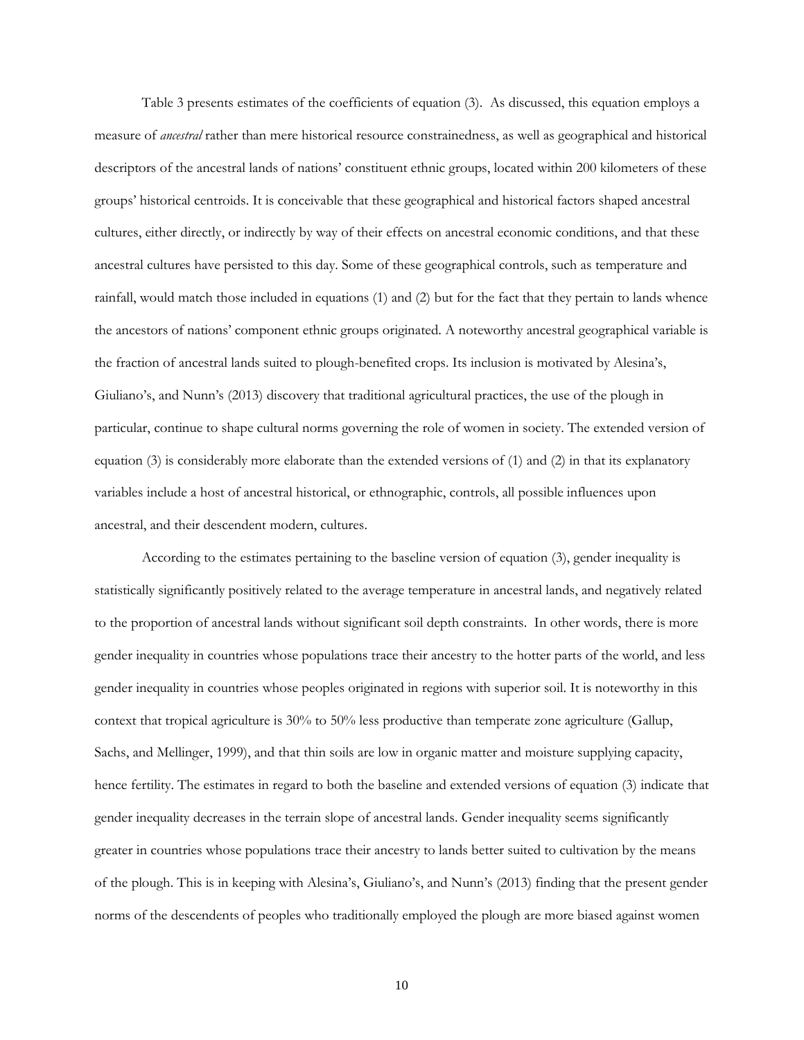Table 3 presents estimates of the coefficients of equation (3). As discussed, this equation employs a measure of *ancestral* rather than mere historical resource constrainedness, as well as geographical and historical descriptors of the ancestral lands of nations' constituent ethnic groups, located within 200 kilometers of these groups' historical centroids. It is conceivable that these geographical and historical factors shaped ancestral cultures, either directly, or indirectly by way of their effects on ancestral economic conditions, and that these ancestral cultures have persisted to this day. Some of these geographical controls, such as temperature and rainfall, would match those included in equations (1) and (2) but for the fact that they pertain to lands whence the ancestors of nations' component ethnic groups originated. A noteworthy ancestral geographical variable is the fraction of ancestral lands suited to plough-benefited crops. Its inclusion is motivated by Alesina's, Giuliano's, and Nunn's (2013) discovery that traditional agricultural practices, the use of the plough in particular, continue to shape cultural norms governing the role of women in society. The extended version of equation (3) is considerably more elaborate than the extended versions of (1) and (2) in that its explanatory variables include a host of ancestral historical, or ethnographic, controls, all possible influences upon ancestral, and their descendent modern, cultures.

According to the estimates pertaining to the baseline version of equation (3), gender inequality is statistically significantly positively related to the average temperature in ancestral lands, and negatively related to the proportion of ancestral lands without significant soil depth constraints. In other words, there is more gender inequality in countries whose populations trace their ancestry to the hotter parts of the world, and less gender inequality in countries whose peoples originated in regions with superior soil. It is noteworthy in this context that tropical agriculture is 30% to 50% less productive than temperate zone agriculture (Gallup, Sachs, and Mellinger, 1999), and that thin soils are low in organic matter and moisture supplying capacity, hence fertility. The estimates in regard to both the baseline and extended versions of equation (3) indicate that gender inequality decreases in the terrain slope of ancestral lands. Gender inequality seems significantly greater in countries whose populations trace their ancestry to lands better suited to cultivation by the means of the plough. This is in keeping with Alesina's, Giuliano's, and Nunn's (2013) finding that the present gender norms of the descendents of peoples who traditionally employed the plough are more biased against women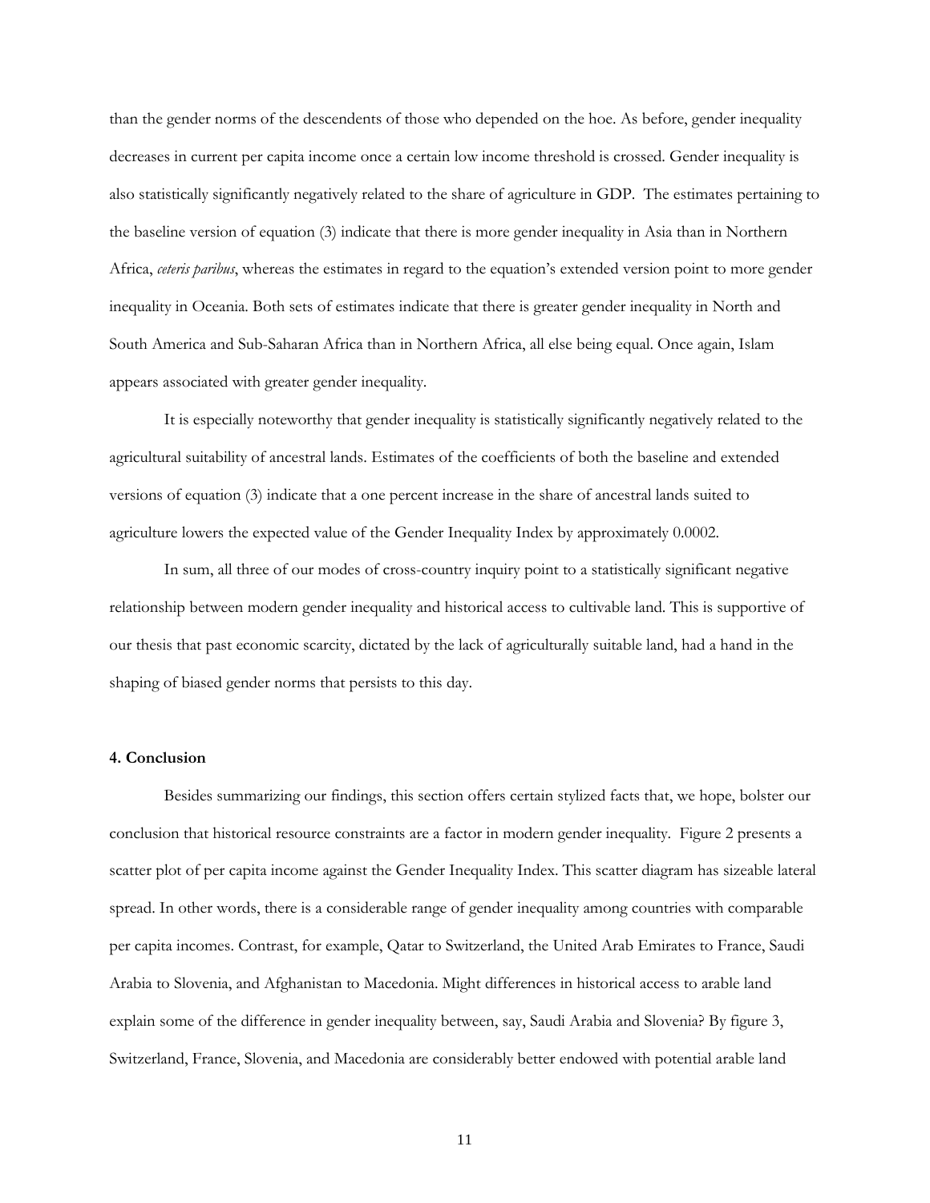than the gender norms of the descendents of those who depended on the hoe. As before, gender inequality decreases in current per capita income once a certain low income threshold is crossed. Gender inequality is also statistically significantly negatively related to the share of agriculture in GDP. The estimates pertaining to the baseline version of equation (3) indicate that there is more gender inequality in Asia than in Northern Africa, *ceteris paribus*, whereas the estimates in regard to the equation's extended version point to more gender inequality in Oceania. Both sets of estimates indicate that there is greater gender inequality in North and South America and Sub-Saharan Africa than in Northern Africa, all else being equal. Once again, Islam appears associated with greater gender inequality.

It is especially noteworthy that gender inequality is statistically significantly negatively related to the agricultural suitability of ancestral lands. Estimates of the coefficients of both the baseline and extended versions of equation (3) indicate that a one percent increase in the share of ancestral lands suited to agriculture lowers the expected value of the Gender Inequality Index by approximately 0.0002.

In sum, all three of our modes of cross-country inquiry point to a statistically significant negative relationship between modern gender inequality and historical access to cultivable land. This is supportive of our thesis that past economic scarcity, dictated by the lack of agriculturally suitable land, had a hand in the shaping of biased gender norms that persists to this day.

**4. Conclusion**

Besides summarizing our findings, this section offers certain stylized facts that, we hope, bolster our conclusion that historical resource constraints are a factor in modern gender inequality. Figure 2 presents a scatter plot of per capita income against the Gender Inequality Index. This scatter diagram has sizeable lateral spread. In other words, there is a considerable range of gender inequality among countries with comparable per capita incomes. Contrast, for example, Qatar to Switzerland, the United Arab Emirates to France, Saudi Arabia to Slovenia, and Afghanistan to Macedonia. Might differences in historical access to arable land explain some of the difference in gender inequality between, say, Saudi Arabia and Slovenia? By figure 3, Switzerland, France, Slovenia, and Macedonia are considerably better endowed with potential arable land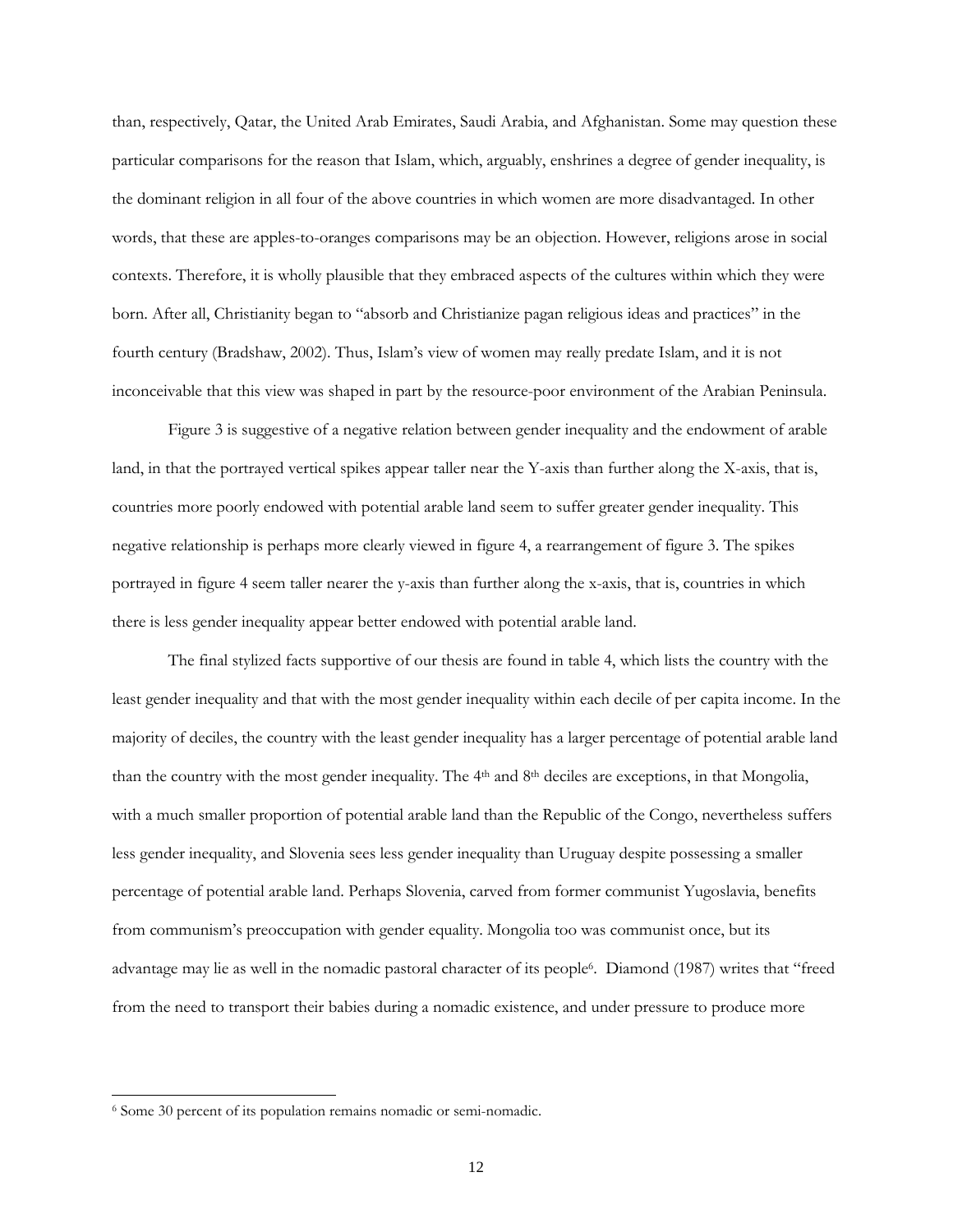than, respectively, Qatar, the United Arab Emirates, Saudi Arabia, and Afghanistan. Some may question these particular comparisons for the reason that Islam, which, arguably, enshrines a degree of gender inequality, is the dominant religion in all four of the above countries in which women are more disadvantaged. In other words, that these are apples-to-oranges comparisons may be an objection. However, religions arose in social contexts. Therefore, it is wholly plausible that they embraced aspects of the cultures within which they were born. After all, Christianity began to "absorb and Christianize pagan religious ideas and practices" in the fourth century (Bradshaw, 2002). Thus, Islam's view of women may really predate Islam, and it is not inconceivable that this view was shaped in part by the resource-poor environment of the Arabian Peninsula.

Figure 3 is suggestive of a negative relation between gender inequality and the endowment of arable land, in that the portrayed vertical spikes appear taller near the Y-axis than further along the X-axis, that is, countries more poorly endowed with potential arable land seem to suffer greater gender inequality. This negative relationship is perhaps more clearly viewed in figure 4, a rearrangement of figure 3. The spikes portrayed in figure 4 seem taller nearer the y-axis than further along the x-axis, that is, countries in which there is less gender inequality appear better endowed with potential arable land.

The final stylized facts supportive of our thesis are found in table 4, which lists the country with the least gender inequality and that with the most gender inequality within each decile of per capita income. In the majority of deciles, the country with the least gender inequality has a larger percentage of potential arable land than the country with the most gender inequality. The 4th and 8th deciles are exceptions, in that Mongolia, with a much smaller proportion of potential arable land than the Republic of the Congo, nevertheless suffers less gender inequality, and Slovenia sees less gender inequality than Uruguay despite possessing a smaller percentage of potential arable land. Perhaps Slovenia, carved from former communist Yugoslavia, benefits from communism's preoccupation with gender equality. Mongolia too was communist once, but its advantage may lie as well in the nomadic pastoral character of its people[6]. Diamond (1987) writes that "freed from the need to transport their babies during a nomadic existence, and under pressure to produce more

[6] Some 30 percent of its population remains nomadic or semi-nomadic.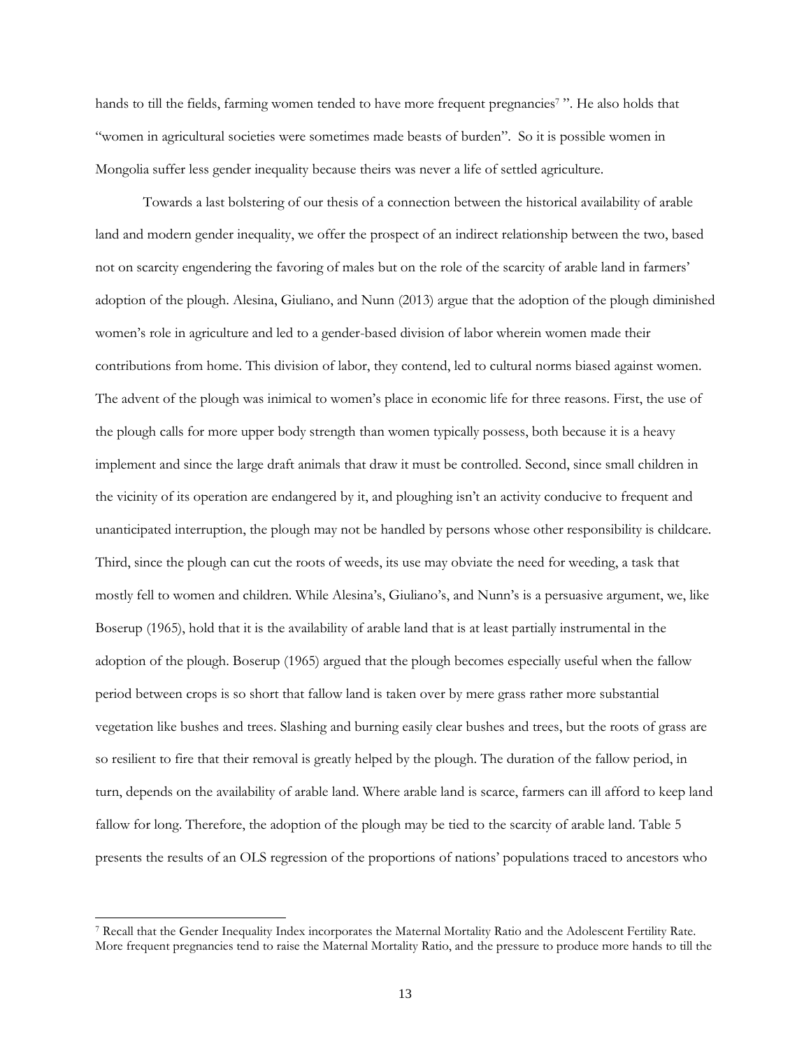hands to till the fields, farming women tended to have more frequent pregnancies[7] ". He also holds that "women in agricultural societies were sometimes made beasts of burden". So it is possible women in Mongolia suffer less gender inequality because theirs was never a life of settled agriculture.

Towards a last bolstering of our thesis of a connection between the historical availability of arable land and modern gender inequality, we offer the prospect of an indirect relationship between the two, based not on scarcity engendering the favoring of males but on the role of the scarcity of arable land in farmers' adoption of the plough. Alesina, Giuliano, and Nunn (2013) argue that the adoption of the plough diminished women's role in agriculture and led to a gender-based division of labor wherein women made their contributions from home. This division of labor, they contend, led to cultural norms biased against women. The advent of the plough was inimical to women's place in economic life for three reasons. First, the use of the plough calls for more upper body strength than women typically possess, both because it is a heavy implement and since the large draft animals that draw it must be controlled. Second, since small children in the vicinity of its operation are endangered by it, and ploughing isn't an activity conducive to frequent and unanticipated interruption, the plough may not be handled by persons whose other responsibility is childcare. Third, since the plough can cut the roots of weeds, its use may obviate the need for weeding, a task that mostly fell to women and children. While Alesina's, Giuliano's, and Nunn's is a persuasive argument, we, like Boserup (1965), hold that it is the availability of arable land that is at least partially instrumental in the adoption of the plough. Boserup (1965) argued that the plough becomes especially useful when the fallow period between crops is so short that fallow land is taken over by mere grass rather more substantial vegetation like bushes and trees. Slashing and burning easily clear bushes and trees, but the roots of grass are so resilient to fire that their removal is greatly helped by the plough. The duration of the fallow period, in turn, depends on the availability of arable land. Where arable land is scarce, farmers can ill afford to keep land fallow for long. Therefore, the adoption of the plough may be tied to the scarcity of arable land. Table 5 presents the results of an OLS regression of the proportions of nations' populations traced to ancestors who

[7] Recall that the Gender Inequality Index incorporates the Maternal Mortality Ratio and the Adolescent Fertility Rate. More frequent pregnancies tend to raise the Maternal Mortality Ratio, and the pressure to produce more hands to till the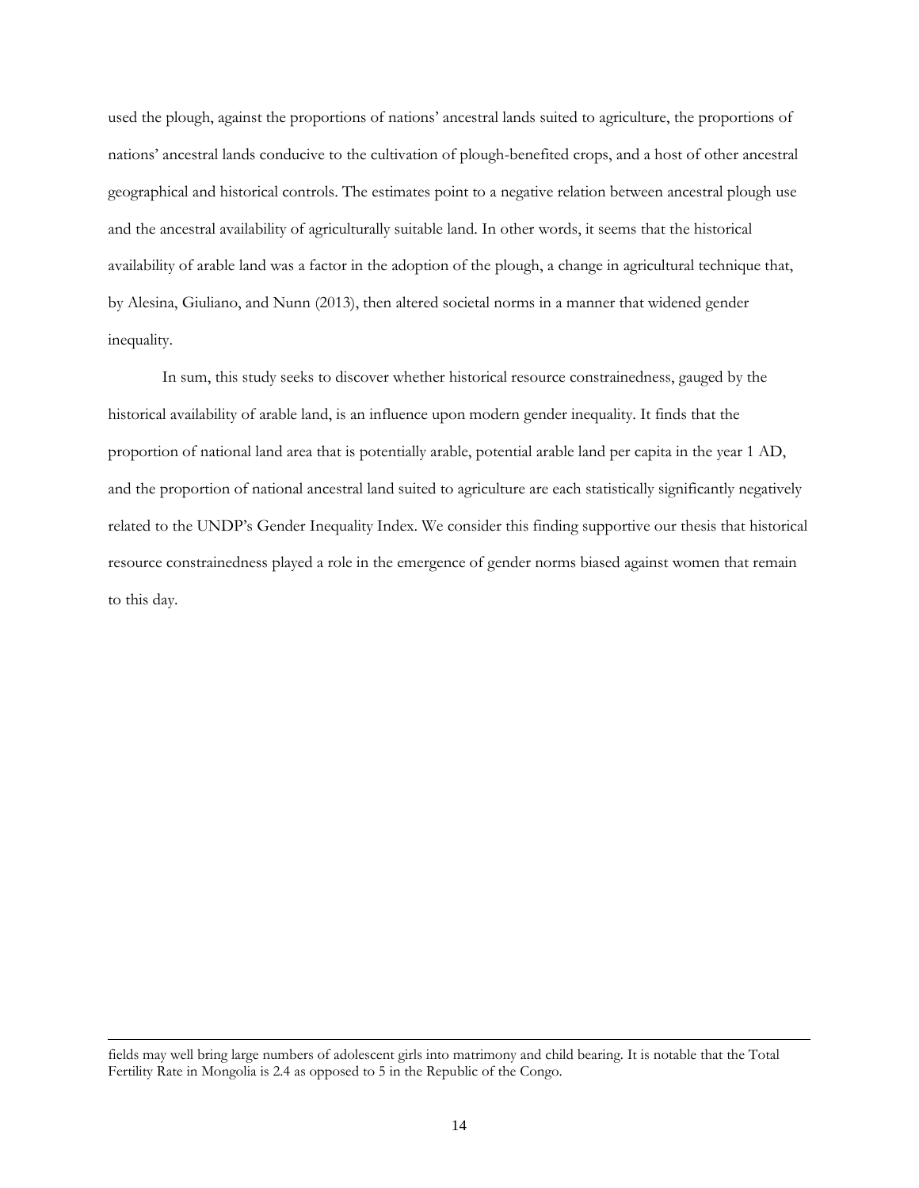used the plough, against the proportions of nations' ancestral lands suited to agriculture, the proportions of nations' ancestral lands conducive to the cultivation of plough-benefited crops, and a host of other ancestral geographical and historical controls. The estimates point to a negative relation between ancestral plough use and the ancestral availability of agriculturally suitable land. In other words, it seems that the historical availability of arable land was a factor in the adoption of the plough, a change in agricultural technique that, by Alesina, Giuliano, and Nunn (2013), then altered societal norms in a manner that widened gender inequality.

In sum, this study seeks to discover whether historical resource constrainedness, gauged by the historical availability of arable land, is an influence upon modern gender inequality. It finds that the proportion of national land area that is potentially arable, potential arable land per capita in the year 1 AD, and the proportion of national ancestral land suited to agriculture are each statistically significantly negatively related to the UNDP's Gender Inequality Index. We consider this finding supportive our thesis that historical resource constrainedness played a role in the emergence of gender norms biased against women that remain to this day.

---

fields may well bring large numbers of adolescent girls into matrimony and child bearing. It is notable that the Total Fertility Rate in Mongolia is 2.4 as opposed to 5 in the Republic of the Congo.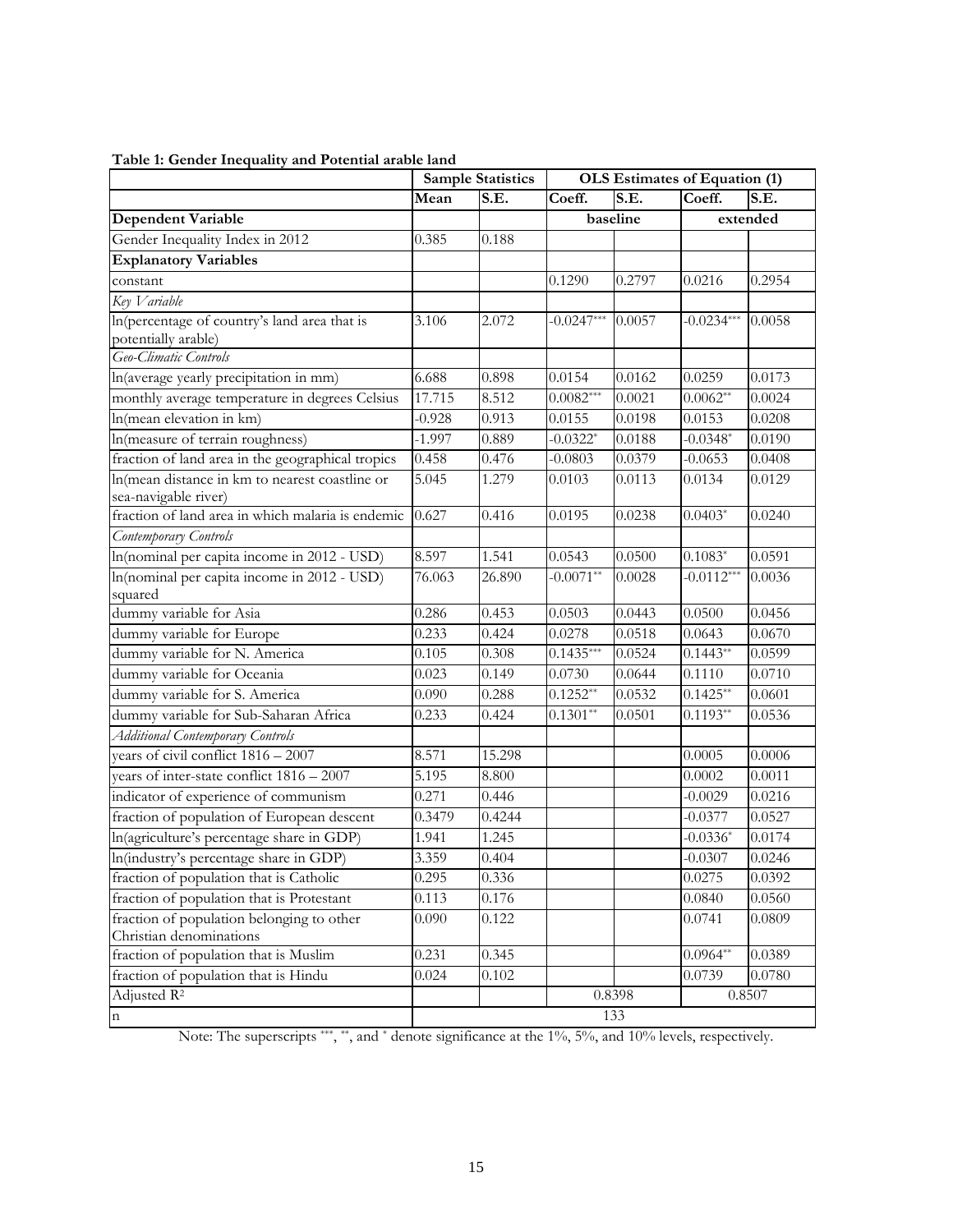**Table 1: Gender Inequality and Potential arable land**

| | Sample Statistics | | OLS Estimates of Equation (1) | | | |
|---|---|---|---|---|---|---|
| | Mean | S.E. | Coeff. | S.E. | Coeff. | S.E. |
| **Dependent Variable** | | | baseline | | extended | |
| Gender Inequality Index in 2012 | 0.385 | 0.188 | | | | |
| **Explanatory Variables** | | | | | | |
| constant | | | 0.1290 | 0.2797 | 0.0216 | 0.2954 |
| *Key Variable* | | | | | | |
| ln(percentage of country's land area that is potentially arable) | 3.106 | 2.072 | -0.0247*** | 0.0057 | -0.0234*** | 0.0058 |
| *Geo-Climatic Controls* | | | | | | |
| ln(average yearly precipitation in mm) | 6.688 | 0.898 | 0.0154 | 0.0162 | 0.0259 | 0.0173 |
| monthly average temperature in degrees Celsius | 17.715 | 8.512 | 0.0082*** | 0.0021 | 0.0062** | 0.0024 |
| ln(mean elevation in km) | -0.928 | 0.913 | 0.0155 | 0.0198 | 0.0153 | 0.0208 |
| ln(measure of terrain roughness) | -1.997 | 0.889 | -0.0322* | 0.0188 | -0.0348* | 0.0190 |
| fraction of land area in the geographical tropics | 0.458 | 0.476 | -0.0803 | 0.0379 | -0.0653 | 0.0408 |
| ln(mean distance in km to nearest coastline or sea-navigable river) | 5.045 | 1.279 | 0.0103 | 0.0113 | 0.0134 | 0.0129 |
| fraction of land area in which malaria is endemic | 0.627 | 0.416 | 0.0195 | 0.0238 | 0.0403* | 0.0240 |
| *Contemporary Controls* | | | | | | |
| ln(nominal per capita income in 2012 - USD) | 8.597 | 1.541 | 0.0543 | 0.0500 | 0.1083* | 0.0591 |
| ln(nominal per capita income in 2012 - USD) squared | 76.063 | 26.890 | -0.0071** | 0.0028 | -0.0112*** | 0.0036 |
| dummy variable for Asia | 0.286 | 0.453 | 0.0503 | 0.0443 | 0.0500 | 0.0456 |
| dummy variable for Europe | 0.233 | 0.424 | 0.0278 | 0.0518 | 0.0643 | 0.0670 |
| dummy variable for N. America | 0.105 | 0.308 | 0.1435*** | 0.0524 | 0.1443** | 0.0599 |
| dummy variable for Oceania | 0.023 | 0.149 | 0.0730 | 0.0644 | 0.1110 | 0.0710 |
| dummy variable for S. America | 0.090 | 0.288 | 0.1252** | 0.0532 | 0.1425** | 0.0601 |
| dummy variable for Sub-Saharan Africa | 0.233 | 0.424 | 0.1301** | 0.0501 | 0.1193** | 0.0536 |
| *Additional Contemporary Controls* | | | | | | |
| years of civil conflict 1816 – 2007 | 8.571 | 15.298 | | | 0.0005 | 0.0006 |
| years of inter-state conflict 1816 – 2007 | 5.195 | 8.800 | | | 0.0002 | 0.0011 |
| indicator of experience of communism | 0.271 | 0.446 | | | -0.0029 | 0.0216 |
| fraction of population of European descent | 0.3479 | 0.4244 | | | -0.0377 | 0.0527 |
| ln(agriculture's percentage share in GDP) | 1.941 | 1.245 | | | -0.0336* | 0.0174 |
| ln(industry's percentage share in GDP) | 3.359 | 0.404 | | | -0.0307 | 0.0246 |
| fraction of population that is Catholic | 0.295 | 0.336 | | | 0.0275 | 0.0392 |
| fraction of population that is Protestant | 0.113 | 0.176 | | | 0.0840 | 0.0560 |
| fraction of population belonging to other Christian denominations | 0.090 | 0.122 | | | 0.0741 | 0.0809 |
| fraction of population that is Muslim | 0.231 | 0.345 | | | 0.0964** | 0.0389 |
| fraction of population that is Hindu | 0.024 | 0.102 | | | 0.0739 | 0.0780 |
| Adjusted $R^2$ | | | 0.8398 | | 0.8507 | |
| n | 133 | | | | | |

Note: The superscripts ***, **, and * denote significance at the 1%, 5%, and 10% levels, respectively.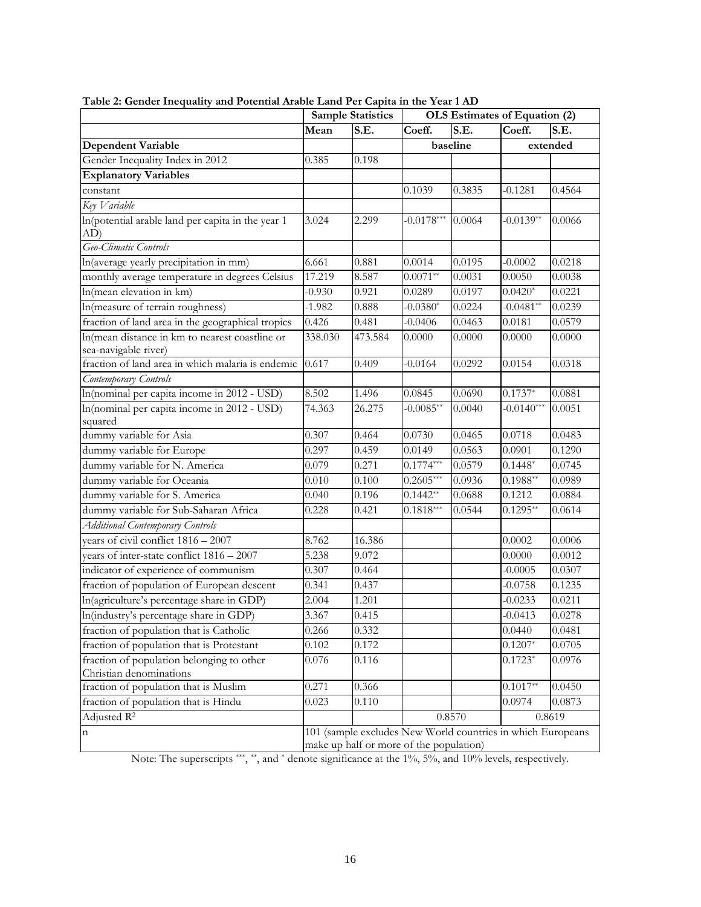**Table 2: Gender Inequality and Potential Arable Land Per Capita in the Year 1 AD**

| | Sample Statistics | | OLS Estimates of Equation (2) | | | |
|---|---|---|---|---|---|---|
| | Mean | S.E. | Coeff. | S.E. | Coeff. | S.E. |
| **Dependent Variable** | | | baseline | | extended | |
| Gender Inequality Index in 2012 | 0.385 | 0.198 | | | | |
| **Explanatory Variables** | | | | | | |
| constant | | | 0.1039 | 0.3835 | -0.1281 | 0.4564 |
| *Key Variable* | | | | | | |
| ln(potential arable land per capita in the year 1 AD) | 3.024 | 2.299 | -0.0178*** | 0.0064 | -0.0139** | 0.0066 |
| *Geo-Climatic Controls* | | | | | | |
| ln(average yearly precipitation in mm) | 6.661 | 0.881 | 0.0014 | 0.0195 | -0.0002 | 0.0218 |
| monthly average temperature in degrees Celsius | 17.219 | 8.587 | 0.0071** | 0.0031 | 0.0050 | 0.0038 |
| ln(mean elevation in km) | -0.930 | 0.921 | 0.0289 | 0.0197 | 0.0420* | 0.0221 |
| ln(measure of terrain roughness) | -1.982 | 0.888 | -0.0380* | 0.0224 | -0.0481** | 0.0239 |
| fraction of land area in the geographical tropics | 0.426 | 0.481 | -0.0406 | 0.0463 | 0.0181 | 0.0579 |
| ln(mean distance in km to nearest coastline or sea-navigable river) | 338.030 | 473.584 | 0.0000 | 0.0000 | 0.0000 | 0.0000 |
| fraction of land area in which malaria is endemic | 0.617 | 0.409 | -0.0164 | 0.0292 | 0.0154 | 0.0318 |
| *Contemporary Controls* | | | | | | |
| ln(nominal per capita income in 2012 - USD) | 8.502 | 1.496 | 0.0845 | 0.0690 | 0.1737* | 0.0881 |
| ln(nominal per capita income in 2012 - USD) squared | 74.363 | 26.275 | -0.0085** | 0.0040 | -0.0140*** | 0.0051 |
| dummy variable for Asia | 0.307 | 0.464 | 0.0730 | 0.0465 | 0.0718 | 0.0483 |
| dummy variable for Europe | 0.297 | 0.459 | 0.0149 | 0.0563 | 0.0901 | 0.1290 |
| dummy variable for N. America | 0.079 | 0.271 | 0.1774*** | 0.0579 | 0.1448* | 0.0745 |
| dummy variable for Oceania | 0.010 | 0.100 | 0.2605*** | 0.0936 | 0.1988** | 0.0989 |
| dummy variable for S. America | 0.040 | 0.196 | 0.1442** | 0.0688 | 0.1212 | 0.0884 |
| dummy variable for Sub-Saharan Africa | 0.228 | 0.421 | 0.1818*** | 0.0544 | 0.1295** | 0.0614 |
| *Additional Contemporary Controls* | | | | | | |
| years of civil conflict 1816 – 2007 | 8.762 | 16.386 | | | 0.0002 | 0.0006 |
| years of inter-state conflict 1816 – 2007 | 5.238 | 9.072 | | | 0.0000 | 0.0012 |
| indicator of experience of communism | 0.307 | 0.464 | | | -0.0005 | 0.0307 |
| fraction of population of European descent | 0.341 | 0.437 | | | -0.0758 | 0.1235 |
| ln(agriculture's percentage share in GDP) | 2.004 | 1.201 | | | -0.0233 | 0.0211 |
| ln(industry's percentage share in GDP) | 3.367 | 0.415 | | | -0.0413 | 0.0278 |
| fraction of population that is Catholic | 0.266 | 0.332 | | | 0.0440 | 0.0481 |
| fraction of population that is Protestant | 0.102 | 0.172 | | | 0.1207* | 0.0705 |
| fraction of population belonging to other Christian denominations | 0.076 | 0.116 | | | 0.1723* | 0.0976 |
| fraction of population that is Muslim | 0.271 | 0.366 | | | 0.1017** | 0.0450 |
| fraction of population that is Hindu | 0.023 | 0.110 | | | 0.0974 | 0.0873 |
| Adjusted $R^2$ | | | 0.8570 | | 0.8619 | |
| n | 101 (sample excludes New World countries in which Europeans make up half or more of the population) | | | | | |

Note: The superscripts ***, **, and * denote significance at the 1%, 5%, and 10% levels, respectively.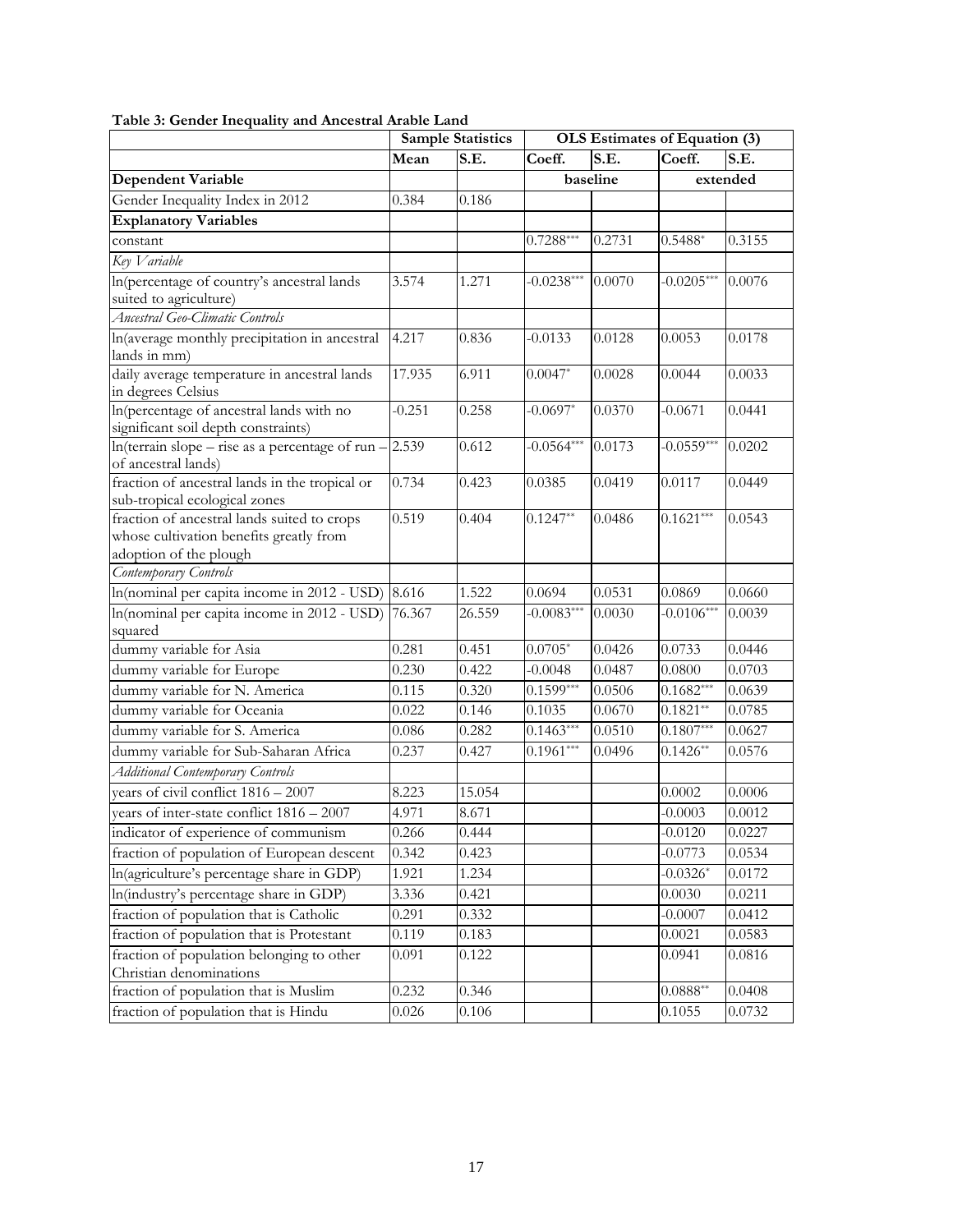**Table 3: Gender Inequality and Ancestral Arable Land**

| | Sample Statistics | | OLS Estimates of Equation (3) | | | |
|---|---|---|---|---|---|---|
| | Mean | S.E. | Coeff. | S.E. | Coeff. | S.E. |
| **Dependent Variable** | | | baseline | | extended | |
| Gender Inequality Index in 2012 | 0.384 | 0.186 | | | | |
| **Explanatory Variables** | | | | | | |
| constant | | | 0.7288*** | 0.2731 | 0.5488* | 0.3155 |
| *Key Variable* | | | | | | |
| ln(percentage of country's ancestral lands suited to agriculture) | 3.574 | 1.271 | -0.0238*** | 0.0070 | -0.0205*** | 0.0076 |
| *Ancestral Geo-Climatic Controls* | | | | | | |
| ln(average monthly precipitation in ancestral lands in mm) | 4.217 | 0.836 | -0.0133 | 0.0128 | 0.0053 | 0.0178 |
| daily average temperature in ancestral lands in degrees Celsius | 17.935 | 6.911 | 0.0047* | 0.0028 | 0.0044 | 0.0033 |
| ln(percentage of ancestral lands with no significant soil depth constraints) | -0.251 | 0.258 | -0.0697* | 0.0370 | -0.0671 | 0.0441 |
| ln(terrain slope – rise as a percentage of run – of ancestral lands) | 2.539 | 0.612 | -0.0564*** | 0.0173 | -0.0559*** | 0.0202 |
| fraction of ancestral lands in the tropical or sub-tropical ecological zones | 0.734 | 0.423 | 0.0385 | 0.0419 | 0.0117 | 0.0449 |
| fraction of ancestral lands suited to crops whose cultivation benefits greatly from adoption of the plough | 0.519 | 0.404 | 0.1247** | 0.0486 | 0.1621*** | 0.0543 |
| *Contemporary Controls* | | | | | | |
| ln(nominal per capita income in 2012 - USD) | 8.616 | 1.522 | 0.0694 | 0.0531 | 0.0869 | 0.0660 |
| ln(nominal per capita income in 2012 - USD) squared | 76.367 | 26.559 | -0.0083*** | 0.0030 | -0.0106*** | 0.0039 |
| dummy variable for Asia | 0.281 | 0.451 | 0.0705* | 0.0426 | 0.0733 | 0.0446 |
| dummy variable for Europe | 0.230 | 0.422 | -0.0048 | 0.0487 | 0.0800 | 0.0703 |
| dummy variable for N. America | 0.115 | 0.320 | 0.1599*** | 0.0506 | 0.1682*** | 0.0639 |
| dummy variable for Oceania | 0.022 | 0.146 | 0.1035 | 0.0670 | 0.1821** | 0.0785 |
| dummy variable for S. America | 0.086 | 0.282 | 0.1463*** | 0.0510 | 0.1807*** | 0.0627 |
| dummy variable for Sub-Saharan Africa | 0.237 | 0.427 | 0.1961*** | 0.0496 | 0.1426** | 0.0576 |
| *Additional Contemporary Controls* | | | | | | |
| years of civil conflict 1816 – 2007 | 8.223 | 15.054 | | | 0.0002 | 0.0006 |
| years of inter-state conflict 1816 – 2007 | 4.971 | 8.671 | | | -0.0003 | 0.0012 |
| indicator of experience of communism | 0.266 | 0.444 | | | -0.0120 | 0.0227 |
| fraction of population of European descent | 0.342 | 0.423 | | | -0.0773 | 0.0534 |
| ln(agriculture's percentage share in GDP) | 1.921 | 1.234 | | | -0.0326* | 0.0172 |
| ln(industry's percentage share in GDP) | 3.336 | 0.421 | | | 0.0030 | 0.0211 |
| fraction of population that is Catholic | 0.291 | 0.332 | | | -0.0007 | 0.0412 |
| fraction of population that is Protestant | 0.119 | 0.183 | | | 0.0021 | 0.0583 |
| fraction of population belonging to other Christian denominations | 0.091 | 0.122 | | | 0.0941 | 0.0816 |
| fraction of population that is Muslim | 0.232 | 0.346 | | | 0.0888** | 0.0408 |
| fraction of population that is Hindu | 0.026 | 0.106 | | | 0.1055 | 0.0732 |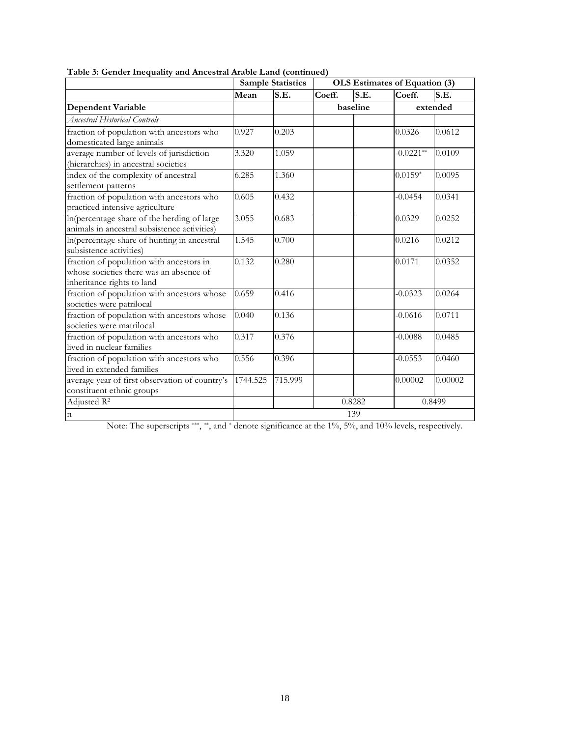**Table 3: Gender Inequality and Ancestral Arable Land (continued)**

| | Sample Statistics | | OLS Estimates of Equation (3) | | | |
|---|---|---|---|---|---|---|
| | **Mean** | **S.E.** | **Coeff.** | **S.E.** | **Coeff.** | **S.E.** |
| **Dependent Variable** | | | **baseline** | | **extended** | |
| *Ancestral Historical Controls* | | | | | | |
| fraction of population with ancestors who domesticated large animals | 0.927 | 0.203 | | | 0.0326 | 0.0612 |
| average number of levels of jurisdiction (hierarchies) in ancestral societies | 3.320 | 1.059 | | | -0.0221** | 0.0109 |
| index of the complexity of ancestral settlement patterns | 6.285 | 1.360 | | | 0.0159* | 0.0095 |
| fraction of population with ancestors who practiced intensive agriculture | 0.605 | 0.432 | | | -0.0454 | 0.0341 |
| ln(percentage share of the herding of large animals in ancestral subsistence activities) | 3.055 | 0.683 | | | 0.0329 | 0.0252 |
| ln(percentage share of hunting in ancestral subsistence activities) | 1.545 | 0.700 | | | 0.0216 | 0.0212 |
| fraction of population with ancestors in whose societies there was an absence of inheritance rights to land | 0.132 | 0.280 | | | 0.0171 | 0.0352 |
| fraction of population with ancestors whose societies were patrilocal | 0.659 | 0.416 | | | -0.0323 | 0.0264 |
| fraction of population with ancestors whose societies were matrilocal | 0.040 | 0.136 | | | -0.0616 | 0.0711 |
| fraction of population with ancestors who lived in nuclear families | 0.317 | 0.376 | | | -0.0088 | 0.0485 |
| fraction of population with ancestors who lived in extended families | 0.556 | 0.396 | | | -0.0553 | 0.0460 |
| average year of first observation of country's constituent ethnic groups | 1744.525 | 715.999 | | | 0.00002 | 0.00002 |
| Adjusted $R^2$ | | | 0.8282 | | 0.8499 | |
| n | 139 | | | | | |

Note: The superscripts ***, **, and * denote significance at the 1%, 5%, and 10% levels, respectively.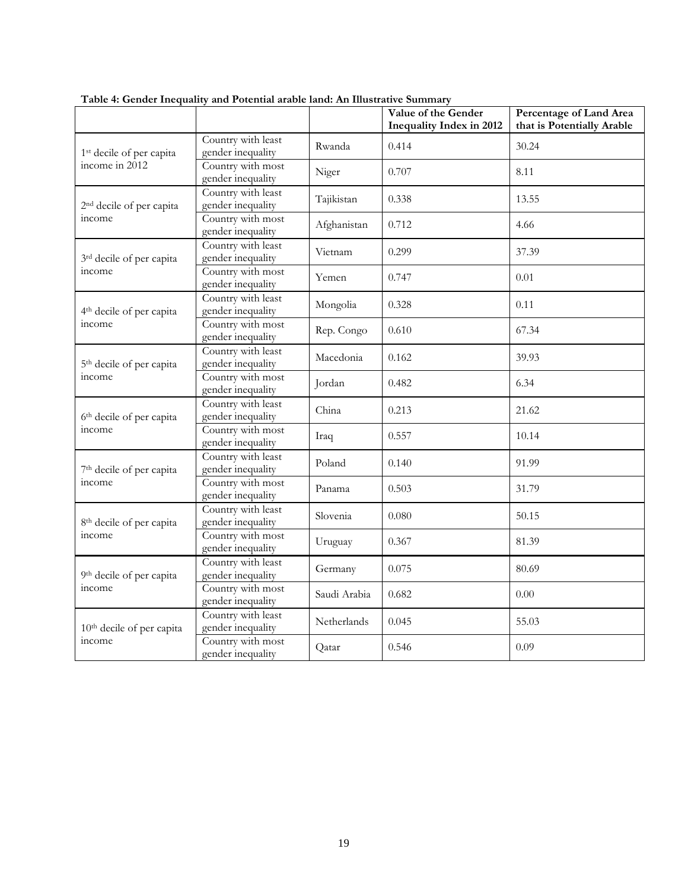**Table 4: Gender Inequality and Potential arable land: An Illustrative Summary**

| | | | Value of the Gender Inequality Index in 2012 | Percentage of Land Area that is Potentially Arable |
|---|---|---|---|---|
| 1st decile of per capita income in 2012 | Country with least gender inequality | Rwanda | 0.414 | 30.24 |
| | Country with most gender inequality | Niger | 0.707 | 8.11 |
| 2nd decile of per capita income | Country with least gender inequality | Tajikistan | 0.338 | 13.55 |
| | Country with most gender inequality | Afghanistan | 0.712 | 4.66 |
| 3rd decile of per capita income | Country with least gender inequality | Vietnam | 0.299 | 37.39 |
| | Country with most gender inequality | Yemen | 0.747 | 0.01 |
| 4th decile of per capita income | Country with least gender inequality | Mongolia | 0.328 | 0.11 |
| | Country with most gender inequality | Rep. Congo | 0.610 | 67.34 |
| 5th decile of per capita income | Country with least gender inequality | Macedonia | 0.162 | 39.93 |
| | Country with most gender inequality | Jordan | 0.482 | 6.34 |
| 6th decile of per capita income | Country with least gender inequality | China | 0.213 | 21.62 |
| | Country with most gender inequality | Iraq | 0.557 | 10.14 |
| 7th decile of per capita income | Country with least gender inequality | Poland | 0.140 | 91.99 |
| | Country with most gender inequality | Panama | 0.503 | 31.79 |
| 8th decile of per capita income | Country with least gender inequality | Slovenia | 0.080 | 50.15 |
| | Country with most gender inequality | Uruguay | 0.367 | 81.39 |
| 9th decile of per capita income | Country with least gender inequality | Germany | 0.075 | 80.69 |
| | Country with most gender inequality | Saudi Arabia | 0.682 | 0.00 |
| 10th decile of per capita income | Country with least gender inequality | Netherlands | 0.045 | 55.03 |
| | Country with most gender inequality | Qatar | 0.546 | 0.09 |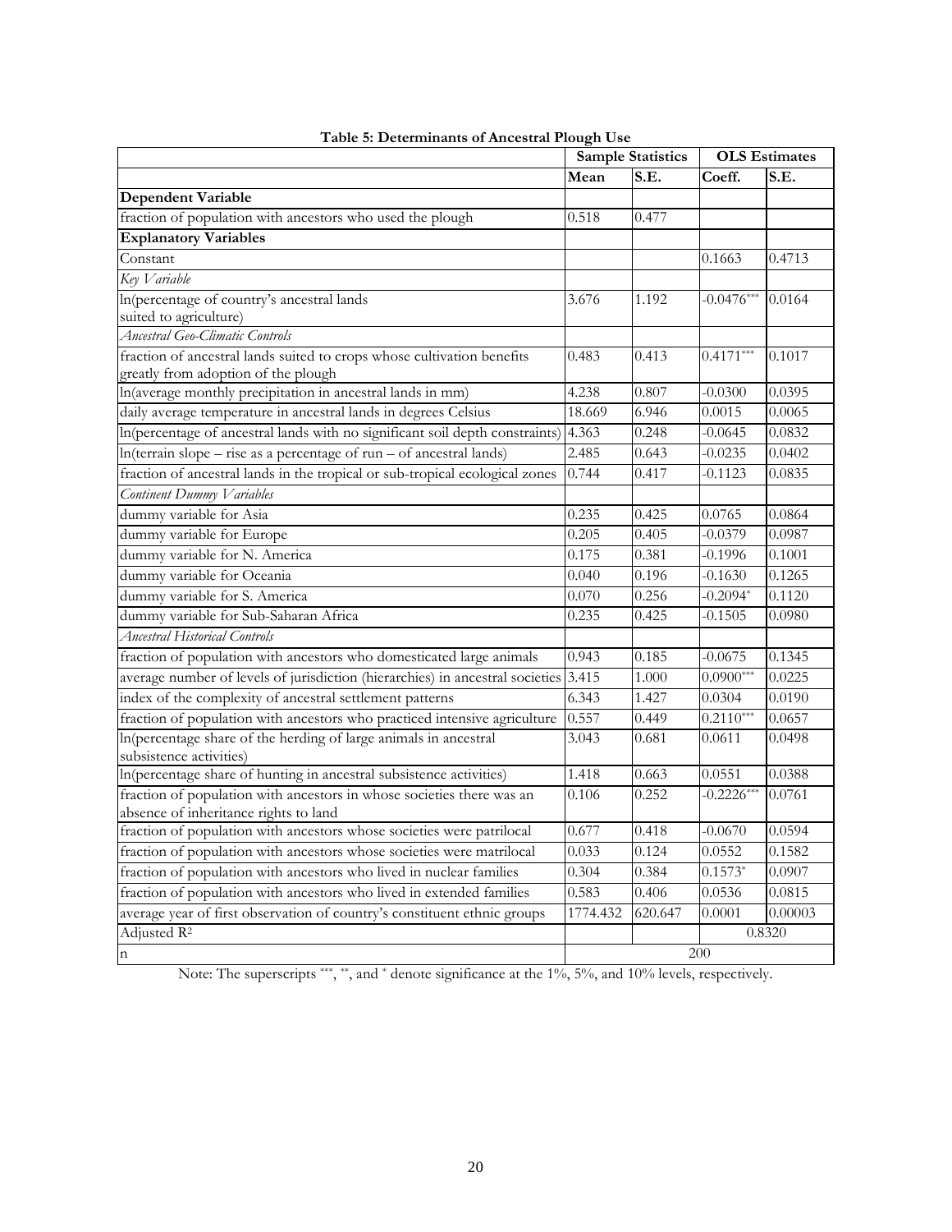**Table 5: Determinants of Ancestral Plough Use**

| | Sample Statistics | | OLS Estimates | |
|---|---|---|---|---|
| | Mean | S.E. | Coeff. | S.E. |
| **Dependent Variable** | | | | |
| fraction of population with ancestors who used the plough | 0.518 | 0.477 | | |
| **Explanatory Variables** | | | | |
| Constant | | | 0.1663 | 0.4713 |
| *Key Variable* | | | | |
| ln(percentage of country's ancestral lands suited to agriculture) | 3.676 | 1.192 | -0.0476*** | 0.0164 |
| *Ancestral Geo-Climatic Controls* | | | | |
| fraction of ancestral lands suited to crops whose cultivation benefits greatly from adoption of the plough | 0.483 | 0.413 | 0.4171*** | 0.1017 |
| ln(average monthly precipitation in ancestral lands in mm) | 4.238 | 0.807 | -0.0300 | 0.0395 |
| daily average temperature in ancestral lands in degrees Celsius | 18.669 | 6.946 | 0.0015 | 0.0065 |
| ln(percentage of ancestral lands with no significant soil depth constraints) | 4.363 | 0.248 | -0.0645 | 0.0832 |
| ln(terrain slope – rise as a percentage of run – of ancestral lands) | 2.485 | 0.643 | -0.0235 | 0.0402 |
| fraction of ancestral lands in the tropical or sub-tropical ecological zones | 0.744 | 0.417 | -0.1123 | 0.0835 |
| *Continent Dummy Variables* | | | | |
| dummy variable for Asia | 0.235 | 0.425 | 0.0765 | 0.0864 |
| dummy variable for Europe | 0.205 | 0.405 | -0.0379 | 0.0987 |
| dummy variable for N. America | 0.175 | 0.381 | -0.1996 | 0.1001 |
| dummy variable for Oceania | 0.040 | 0.196 | -0.1630 | 0.1265 |
| dummy variable for S. America | 0.070 | 0.256 | -0.2094* | 0.1120 |
| dummy variable for Sub-Saharan Africa | 0.235 | 0.425 | -0.1505 | 0.0980 |
| *Ancestral Historical Controls* | | | | |
| fraction of population with ancestors who domesticated large animals | 0.943 | 0.185 | -0.0675 | 0.1345 |
| average number of levels of jurisdiction (hierarchies) in ancestral societies | 3.415 | 1.000 | 0.0900*** | 0.0225 |
| index of the complexity of ancestral settlement patterns | 6.343 | 1.427 | 0.0304 | 0.0190 |
| fraction of population with ancestors who practiced intensive agriculture | 0.557 | 0.449 | 0.2110*** | 0.0657 |
| ln(percentage share of the herding of large animals in ancestral subsistence activities) | 3.043 | 0.681 | 0.0611 | 0.0498 |
| ln(percentage share of hunting in ancestral subsistence activities) | 1.418 | 0.663 | 0.0551 | 0.0388 |
| fraction of population with ancestors in whose societies there was an absence of inheritance rights to land | 0.106 | 0.252 | -0.2226*** | 0.0761 |
| fraction of population with ancestors whose societies were patrilocal | 0.677 | 0.418 | -0.0670 | 0.0594 |
| fraction of population with ancestors whose societies were matrilocal | 0.033 | 0.124 | 0.0552 | 0.1582 |
| fraction of population with ancestors who lived in nuclear families | 0.304 | 0.384 | 0.1573* | 0.0907 |
| fraction of population with ancestors who lived in extended families | 0.583 | 0.406 | 0.0536 | 0.0815 |
| average year of first observation of country's constituent ethnic groups | 1774.432 | 620.647 | 0.0001 | 0.00003 |
| Adjusted $R^2$ | | | 0.8320 | |
| n | 200 | | | |

Note: The superscripts ***, **, and * denote significance at the 1%, 5%, and 10% levels, respectively.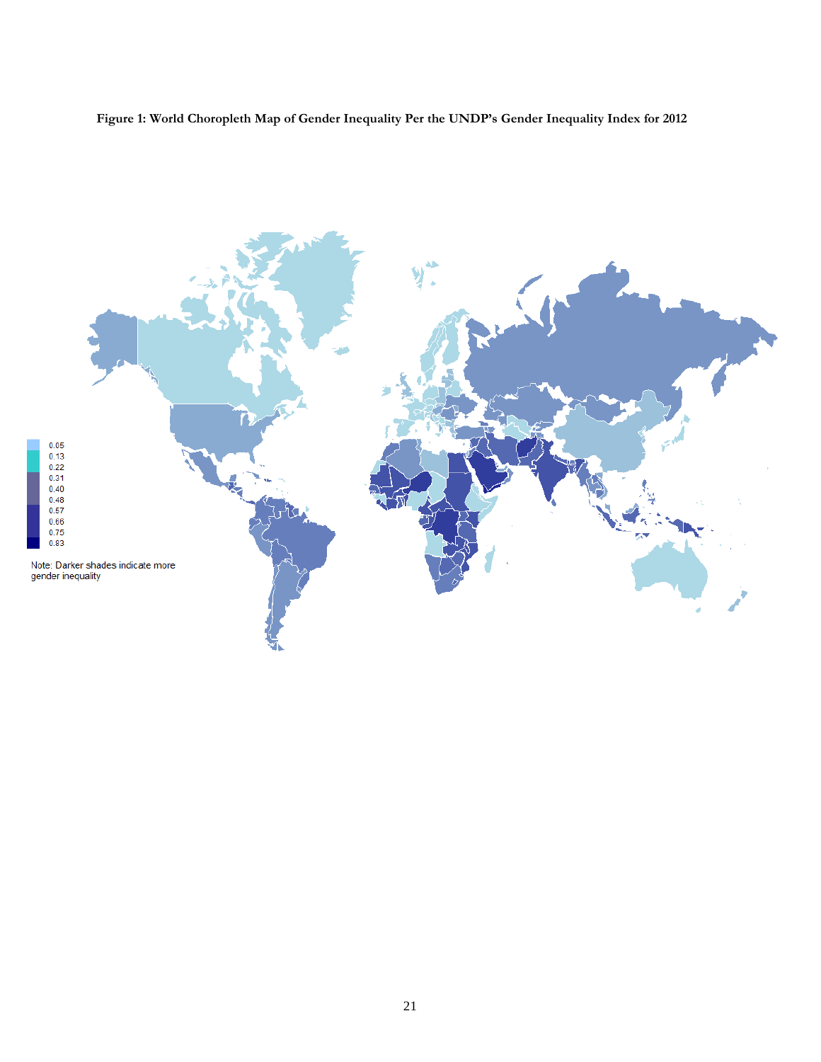**Figure 1: World Choropleth Map of Gender Inequality Per the UNDP's Gender Inequality Index for 2012**

0.05
0.13
0.22
0.31
0.40
0.48
0.57
0.66
0.75
0.83

Note: Darker shades indicate more gender inequality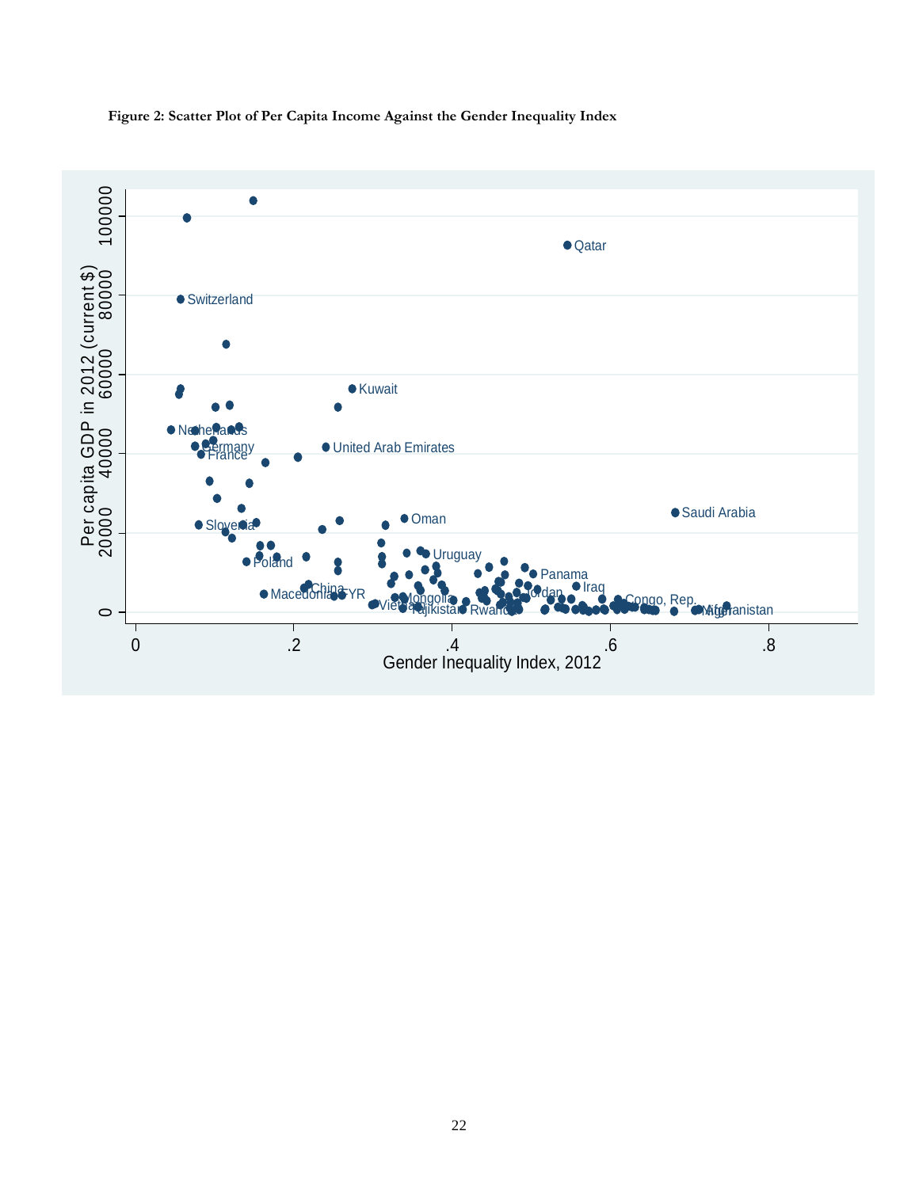**Figure 2: Scatter Plot of Per Capita Income Against the Gender Inequality Index**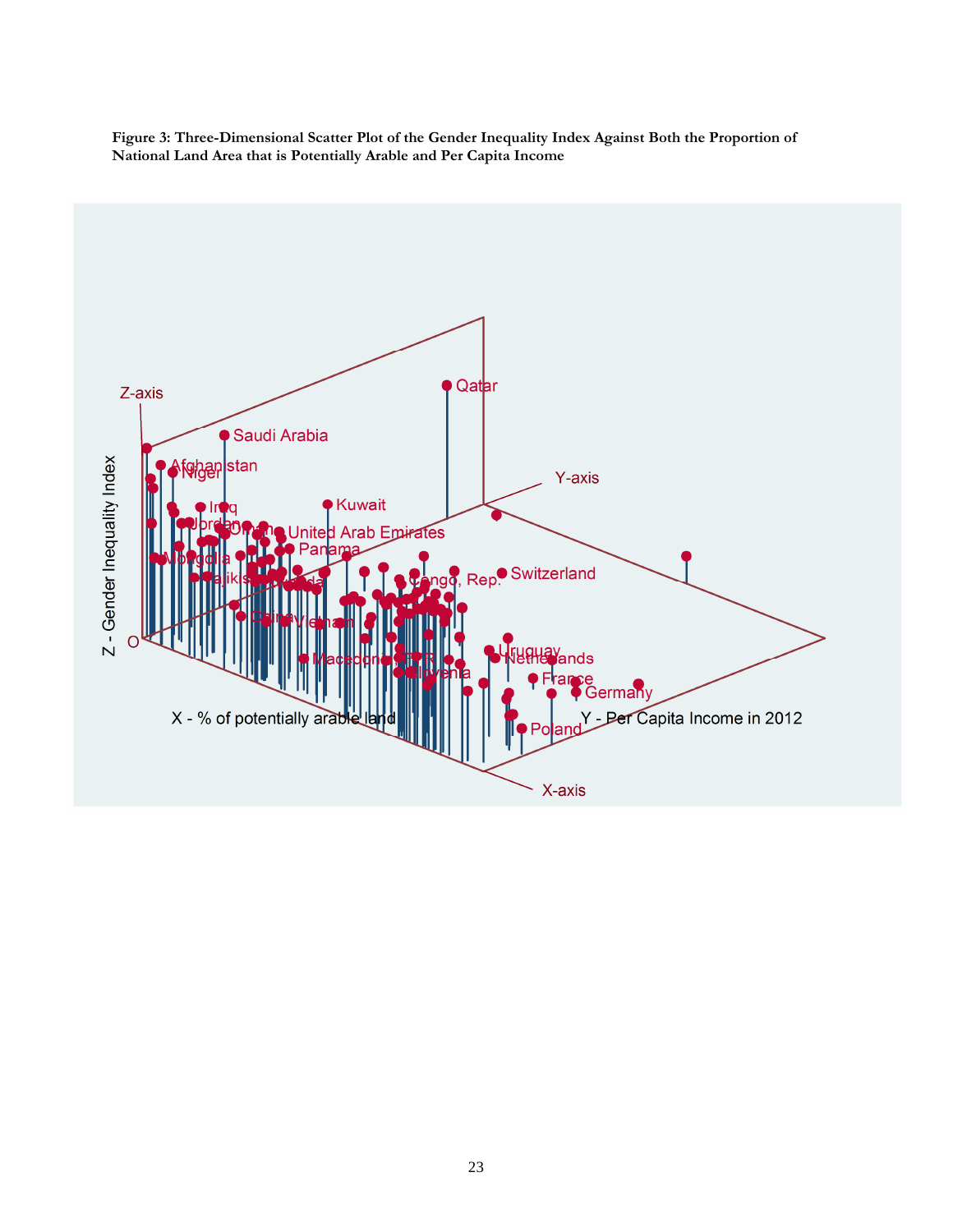**Figure 3: Three-Dimensional Scatter Plot of the Gender Inequality Index Against Both the Proportion of National Land Area that is Potentially Arable and Per Capita Income**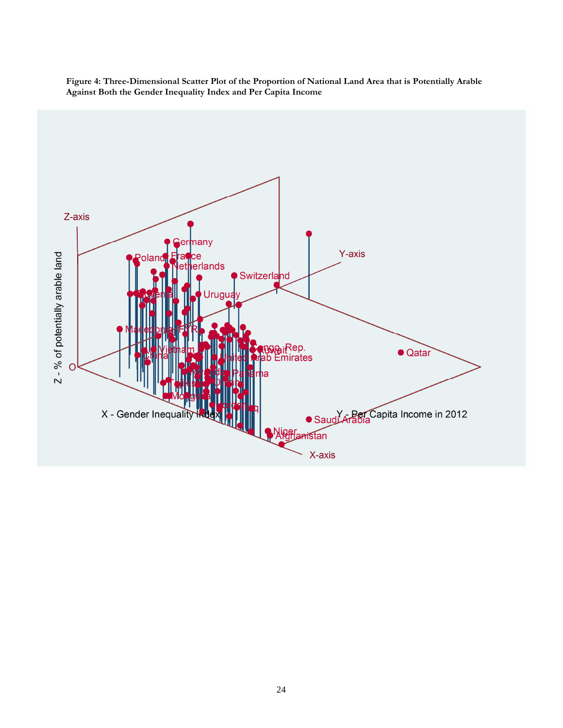**Figure 4: Three-Dimensional Scatter Plot of the Proportion of National Land Area that is Potentially Arable Against Both the Gender Inequality Index and Per Capita Income**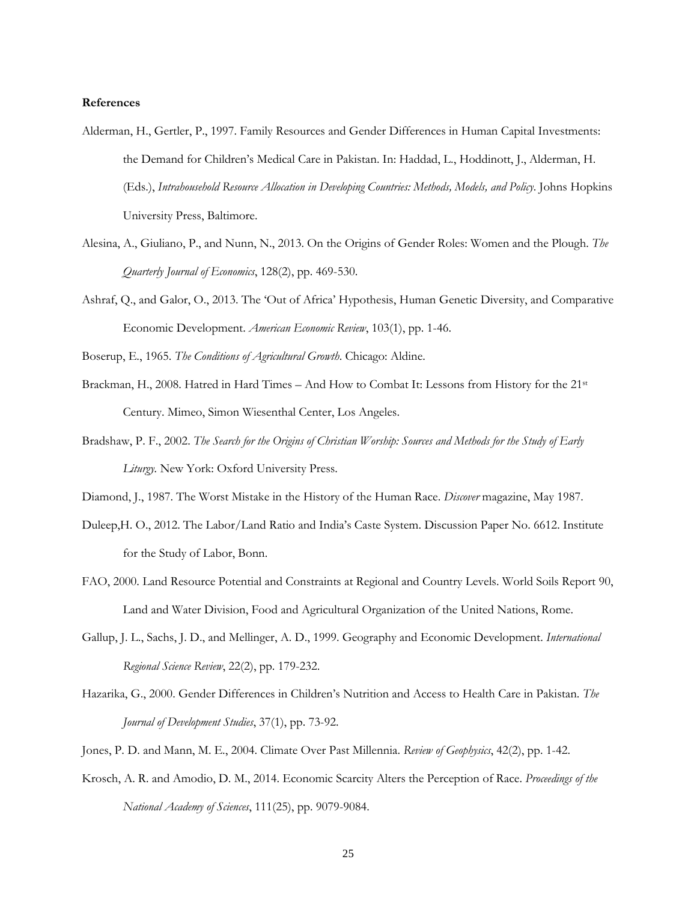**References**

Alderman, H., Gertler, P., 1997. Family Resources and Gender Differences in Human Capital Investments: the Demand for Children's Medical Care in Pakistan. In: Haddad, L., Hoddinott, J., Alderman, H. (Eds.), *Intrahousehold Resource Allocation in Developing Countries: Methods, Models, and Policy*. Johns Hopkins University Press, Baltimore.

Alesina, A., Giuliano, P., and Nunn, N., 2013. On the Origins of Gender Roles: Women and the Plough. *The Quarterly Journal of Economics*, 128(2), pp. 469-530.

Ashraf, Q., and Galor, O., 2013. The 'Out of Africa' Hypothesis, Human Genetic Diversity, and Comparative Economic Development. *American Economic Review*, 103(1), pp. 1-46.

Boserup, E., 1965. *The Conditions of Agricultural Growth*. Chicago: Aldine.

Brackman, H., 2008. Hatred in Hard Times – And How to Combat It: Lessons from History for the 21st Century. Mimeo, Simon Wiesenthal Center, Los Angeles.

Bradshaw, P. F., 2002. *The Search for the Origins of Christian Worship: Sources and Methods for the Study of Early Liturgy*. New York: Oxford University Press.

Diamond, J., 1987. The Worst Mistake in the History of the Human Race. *Discover* magazine, May 1987.

Duleep,H. O., 2012. The Labor/Land Ratio and India's Caste System. Discussion Paper No. 6612. Institute for the Study of Labor, Bonn.

FAO, 2000. Land Resource Potential and Constraints at Regional and Country Levels. World Soils Report 90, Land and Water Division, Food and Agricultural Organization of the United Nations, Rome.

Gallup, J. L., Sachs, J. D., and Mellinger, A. D., 1999. Geography and Economic Development. *International Regional Science Review*, 22(2), pp. 179-232.

Hazarika, G., 2000. Gender Differences in Children's Nutrition and Access to Health Care in Pakistan. *The Journal of Development Studies*, 37(1), pp. 73-92.

Jones, P. D. and Mann, M. E., 2004. Climate Over Past Millennia. *Review of Geophysics*, 42(2), pp. 1-42.

Krosch, A. R. and Amodio, D. M., 2014. Economic Scarcity Alters the Perception of Race. *Proceedings of the National Academy of Sciences*, 111(25), pp. 9079-9084.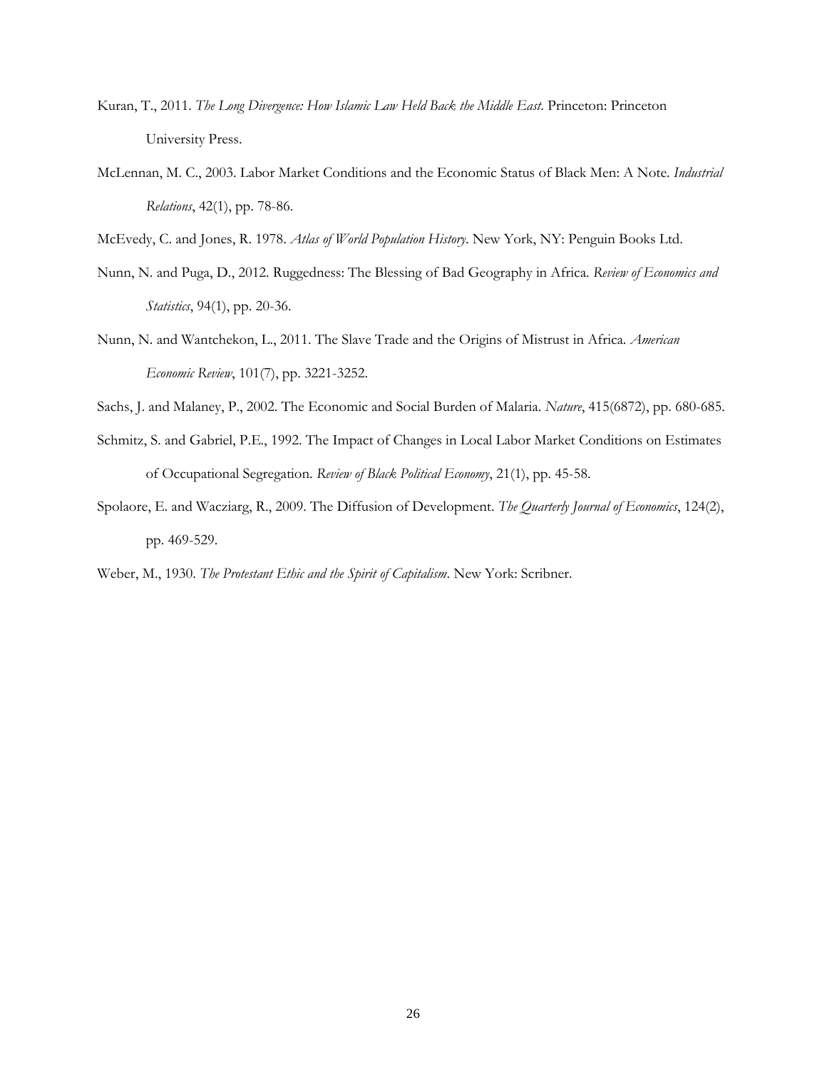Kuran, T., 2011. *The Long Divergence: How Islamic Law Held Back the Middle East*. Princeton: Princeton University Press.

McLennan, M. C., 2003. Labor Market Conditions and the Economic Status of Black Men: A Note. *Industrial Relations*, 42(1), pp. 78-86.

McEvedy, C. and Jones, R. 1978. *Atlas of World Population History*. New York, NY: Penguin Books Ltd.

Nunn, N. and Puga, D., 2012. Ruggedness: The Blessing of Bad Geography in Africa. *Review of Economics and Statistics*, 94(1), pp. 20-36.

Nunn, N. and Wantchekon, L., 2011. The Slave Trade and the Origins of Mistrust in Africa. *American Economic Review*, 101(7), pp. 3221-3252.

Sachs, J. and Malaney, P., 2002. The Economic and Social Burden of Malaria. *Nature*, 415(6872), pp. 680-685.

Schmitz, S. and Gabriel, P.E., 1992. The Impact of Changes in Local Labor Market Conditions on Estimates of Occupational Segregation. *Review of Black Political Economy*, 21(1), pp. 45-58.

Spolaore, E. and Wacziarg, R., 2009. The Diffusion of Development. *The Quarterly Journal of Economics*, 124(2), pp. 469-529.

Weber, M., 1930. *The Protestant Ethic and the Spirit of Capitalism*. New York: Scribner.